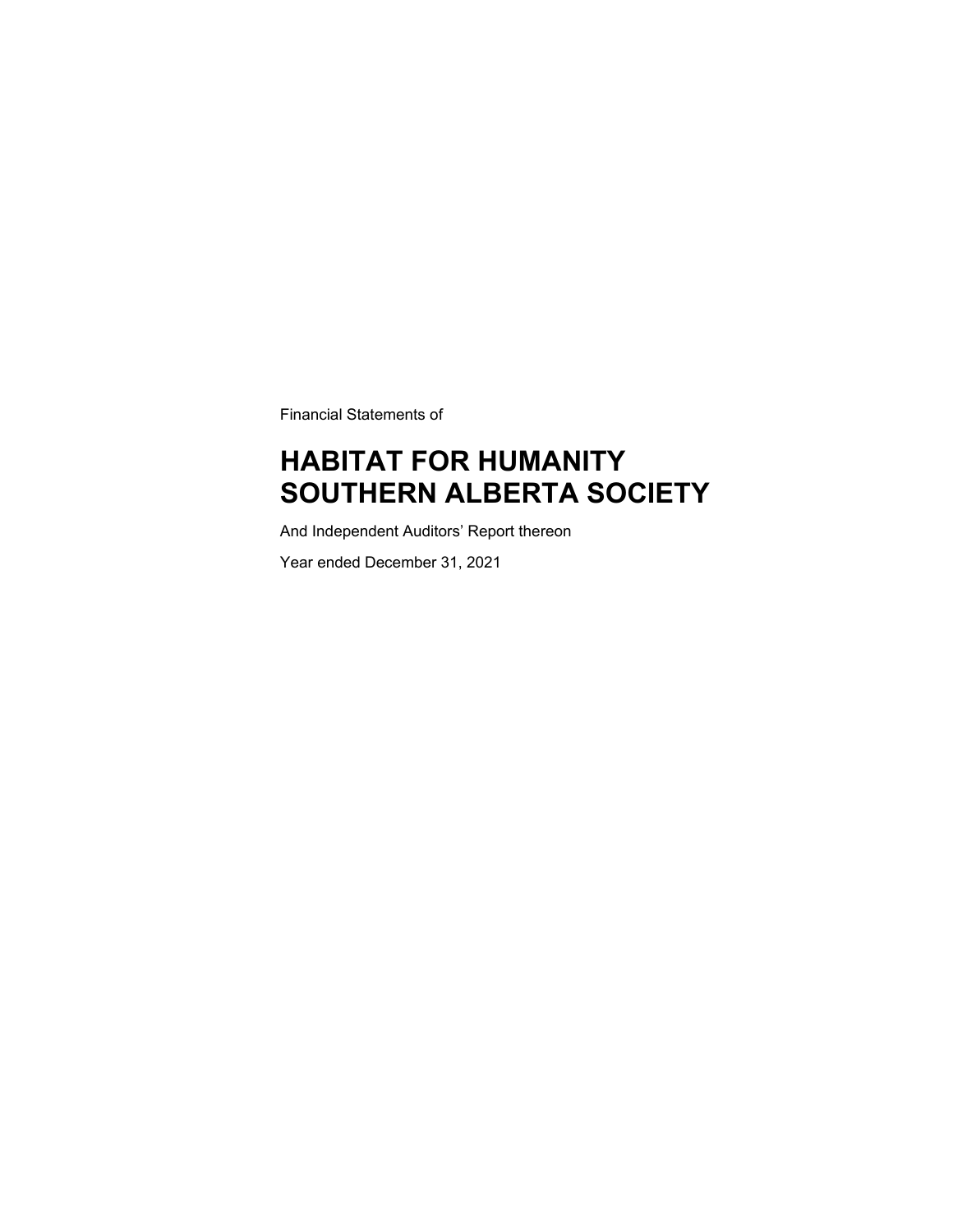Financial Statements of

# HABITAT FOR HUMANITY SOUTHERN ALBERTA SOCIETY

And Independent Auditors' Report thereon

Year ended December 31, 2021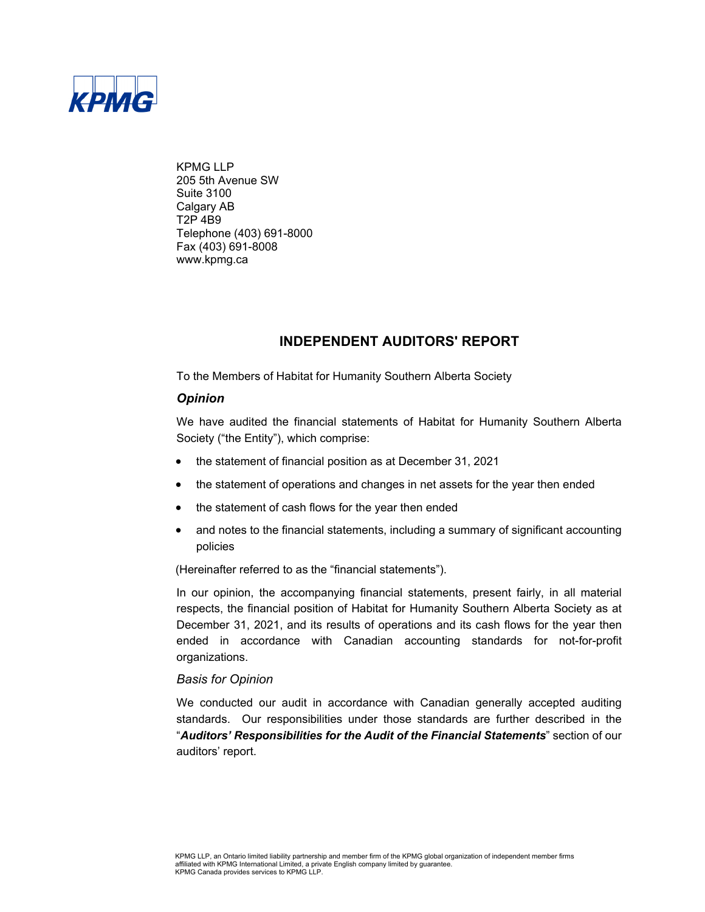KPMG LLP
205 5th Avenue SW
Suite 3100
Calgary AB
T2P 4B9
Telephone (403) 691-8000
Fax (403) 691-8008
www.kpmg.ca

## INDEPENDENT AUDITORS' REPORT

To the Members of Habitat for Humanity Southern Alberta Society

### *Opinion*

We have audited the financial statements of Habitat for Humanity Southern Alberta Society (“the Entity”), which comprise:

- the statement of financial position as at December 31, 2021
- the statement of operations and changes in net assets for the year then ended
- the statement of cash flows for the year then ended
- and notes to the financial statements, including a summary of significant accounting policies

(Hereinafter referred to as the “financial statements”).

In our opinion, the accompanying financial statements, present fairly, in all material respects, the financial position of Habitat for Humanity Southern Alberta Society as at December 31, 2021, and its results of operations and its cash flows for the year then ended in accordance with Canadian accounting standards for not-for-profit organizations.

### *Basis for Opinion*

We conducted our audit in accordance with Canadian generally accepted auditing standards. Our responsibilities under those standards are further described in the “***Auditors’ Responsibilities for the Audit of the Financial Statements***” section of our auditors’ report.

KPMG LLP, an Ontario limited liability partnership and member firm of the KPMG global organization of independent member firms affiliated with KPMG International Limited, a private English company limited by guarantee.
KPMG Canada provides services to KPMG LLP.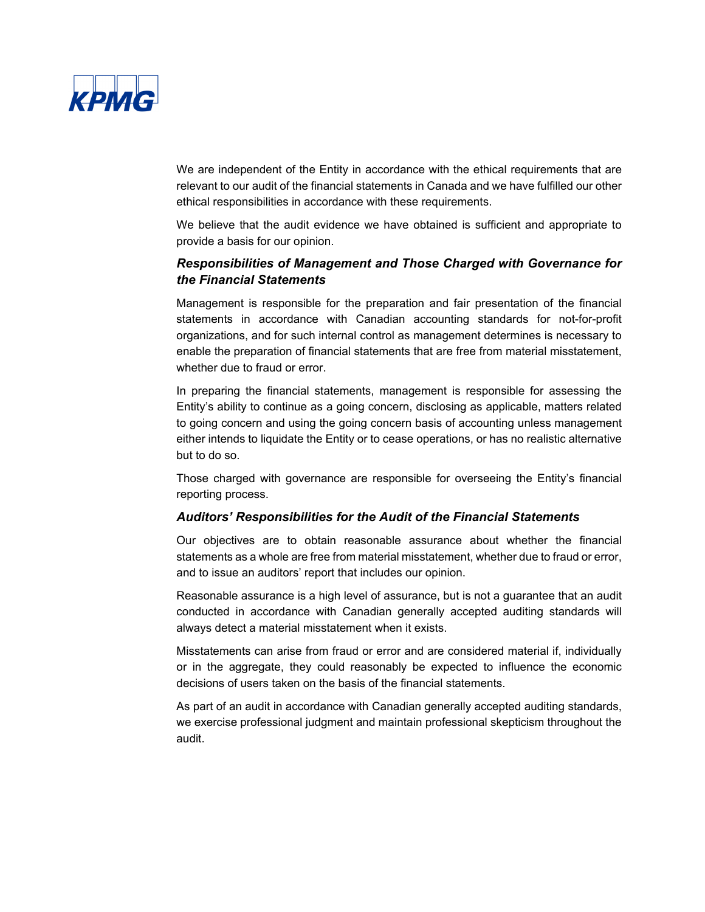We are independent of the Entity in accordance with the ethical requirements that are relevant to our audit of the financial statements in Canada and we have fulfilled our other ethical responsibilities in accordance with these requirements.

We believe that the audit evidence we have obtained is sufficient and appropriate to provide a basis for our opinion.

### *Responsibilities of Management and Those Charged with Governance for the Financial Statements*

Management is responsible for the preparation and fair presentation of the financial statements in accordance with Canadian accounting standards for not-for-profit organizations, and for such internal control as management determines is necessary to enable the preparation of financial statements that are free from material misstatement, whether due to fraud or error.

In preparing the financial statements, management is responsible for assessing the Entity's ability to continue as a going concern, disclosing as applicable, matters related to going concern and using the going concern basis of accounting unless management either intends to liquidate the Entity or to cease operations, or has no realistic alternative but to do so.

Those charged with governance are responsible for overseeing the Entity's financial reporting process.

### *Auditors' Responsibilities for the Audit of the Financial Statements*

Our objectives are to obtain reasonable assurance about whether the financial statements as a whole are free from material misstatement, whether due to fraud or error, and to issue an auditors' report that includes our opinion.

Reasonable assurance is a high level of assurance, but is not a guarantee that an audit conducted in accordance with Canadian generally accepted auditing standards will always detect a material misstatement when it exists.

Misstatements can arise from fraud or error and are considered material if, individually or in the aggregate, they could reasonably be expected to influence the economic decisions of users taken on the basis of the financial statements.

As part of an audit in accordance with Canadian generally accepted auditing standards, we exercise professional judgment and maintain professional skepticism throughout the audit.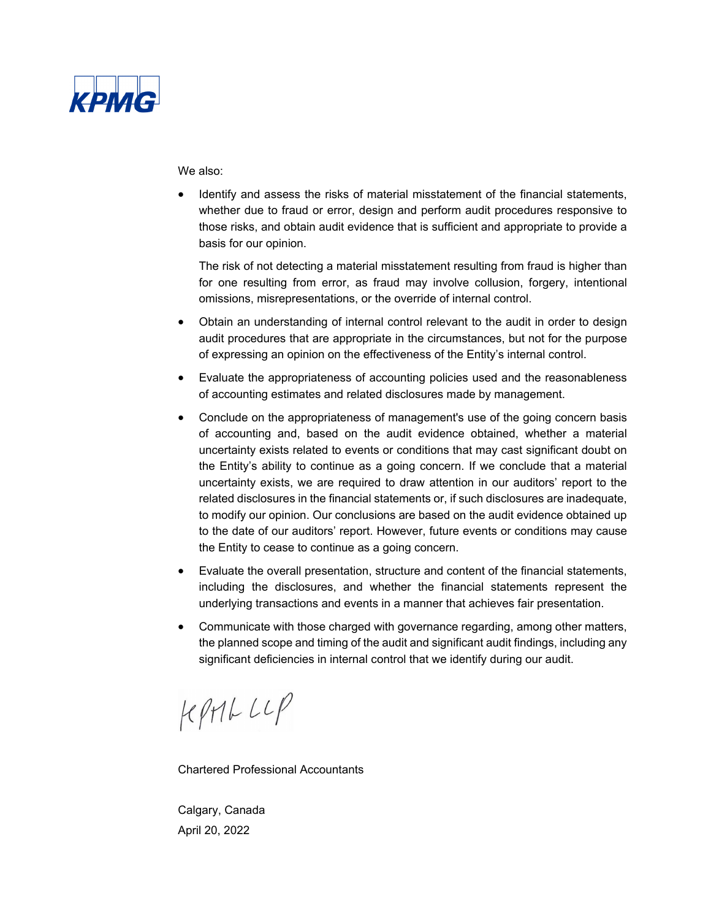We also:

- Identify and assess the risks of material misstatement of the financial statements, whether due to fraud or error, design and perform audit procedures responsive to those risks, and obtain audit evidence that is sufficient and appropriate to provide a basis for our opinion.

  The risk of not detecting a material misstatement resulting from fraud is higher than for one resulting from error, as fraud may involve collusion, forgery, intentional omissions, misrepresentations, or the override of internal control.

- Obtain an understanding of internal control relevant to the audit in order to design audit procedures that are appropriate in the circumstances, but not for the purpose of expressing an opinion on the effectiveness of the Entity's internal control.

- Evaluate the appropriateness of accounting policies used and the reasonableness of accounting estimates and related disclosures made by management.

- Conclude on the appropriateness of management's use of the going concern basis of accounting and, based on the audit evidence obtained, whether a material uncertainty exists related to events or conditions that may cast significant doubt on the Entity's ability to continue as a going concern. If we conclude that a material uncertainty exists, we are required to draw attention in our auditors' report to the related disclosures in the financial statements or, if such disclosures are inadequate, to modify our opinion. Our conclusions are based on the audit evidence obtained up to the date of our auditors' report. However, future events or conditions may cause the Entity to cease to continue as a going concern.

- Evaluate the overall presentation, structure and content of the financial statements, including the disclosures, and whether the financial statements represent the underlying transactions and events in a manner that achieves fair presentation.

- Communicate with those charged with governance regarding, among other matters, the planned scope and timing of the audit and significant audit findings, including any significant deficiencies in internal control that we identify during our audit.

KPMG LLP

Chartered Professional Accountants

Calgary, Canada
April 20, 2022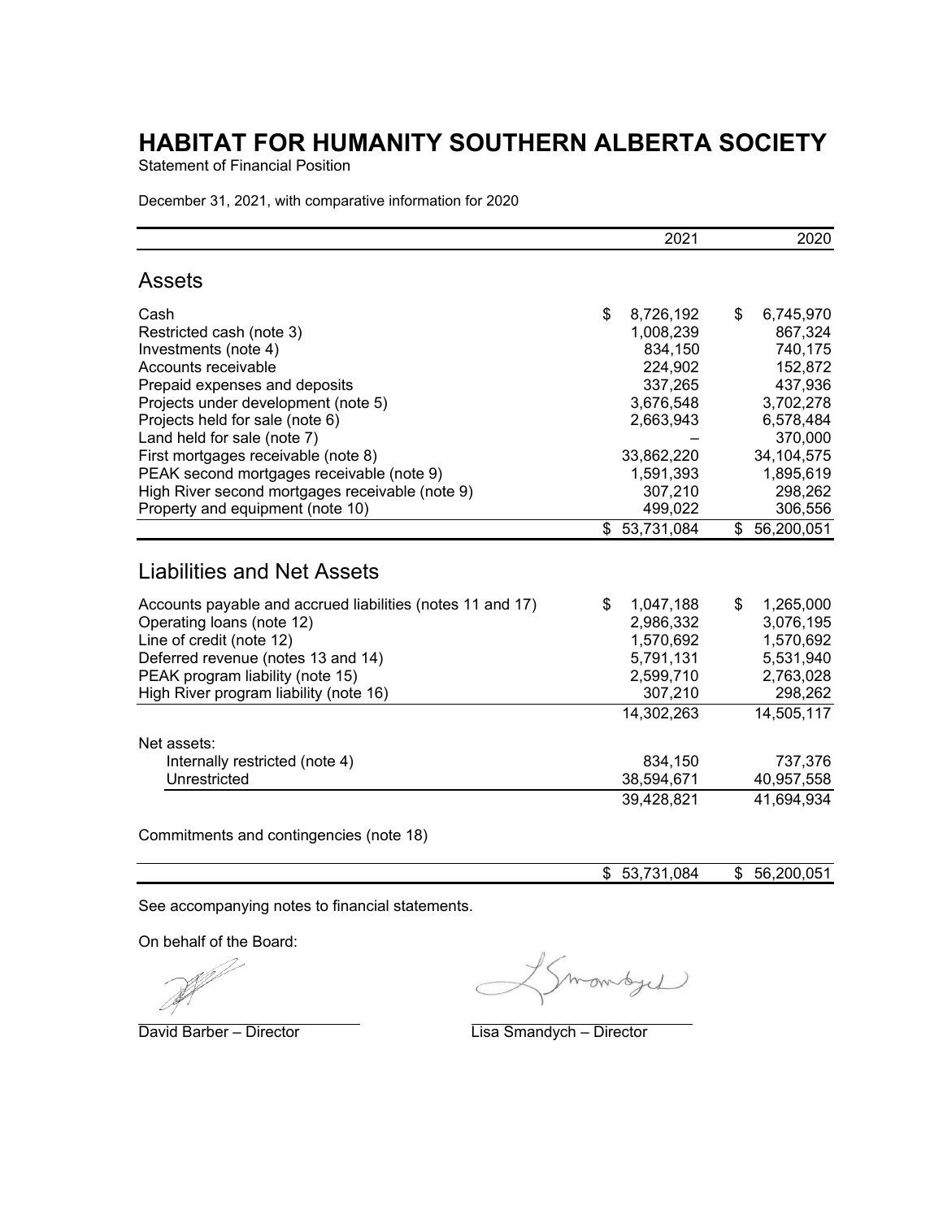# HABITAT FOR HUMANITY SOUTHERN ALBERTA SOCIETY

Statement of Financial Position

December 31, 2021, with comparative information for 2020

| | 2021 | 2020 |
|---|---|---|
| **Assets** | | |
| Cash | $ 8,726,192 | $ 6,745,970 |
| Restricted cash (note 3) | 1,008,239 | 867,324 |
| Investments (note 4) | 834,150 | 740,175 |
| Accounts receivable | 224,902 | 152,872 |
| Prepaid expenses and deposits | 337,265 | 437,936 |
| Projects under development (note 5) | 3,676,548 | 3,702,278 |
| Projects held for sale (note 6) | 2,663,943 | 6,578,484 |
| Land held for sale (note 7) | – | 370,000 |
| First mortgages receivable (note 8) | 33,862,220 | 34,104,575 |
| PEAK second mortgages receivable (note 9) | 1,591,393 | 1,895,619 |
| High River second mortgages receivable (note 9) | 307,210 | 298,262 |
| Property and equipment (note 10) | 499,022 | 306,556 |
| | $ 53,731,084 | $ 56,200,051 |
| **Liabilities and Net Assets** | | |
| Accounts payable and accrued liabilities (notes 11 and 17) | $ 1,047,188 | $ 1,265,000 |
| Operating loans (note 12) | 2,986,332 | 3,076,195 |
| Line of credit (note 12) | 1,570,692 | 1,570,692 |
| Deferred revenue (notes 13 and 14) | 5,791,131 | 5,531,940 |
| PEAK program liability (note 15) | 2,599,710 | 2,763,028 |
| High River program liability (note 16) | 307,210 | 298,262 |
| | 14,302,263 | 14,505,117 |
| Net assets: | | |
| Internally restricted (note 4) | 834,150 | 737,376 |
| Unrestricted | 38,594,671 | 40,957,558 |
| | 39,428,821 | 41,694,934 |
| Commitments and contingencies (note 18) | | |
| | $ 53,731,084 | $ 56,200,051 |

See accompanying notes to financial statements.

On behalf of the Board:

David Barber – Director

Lisa Smandych – Director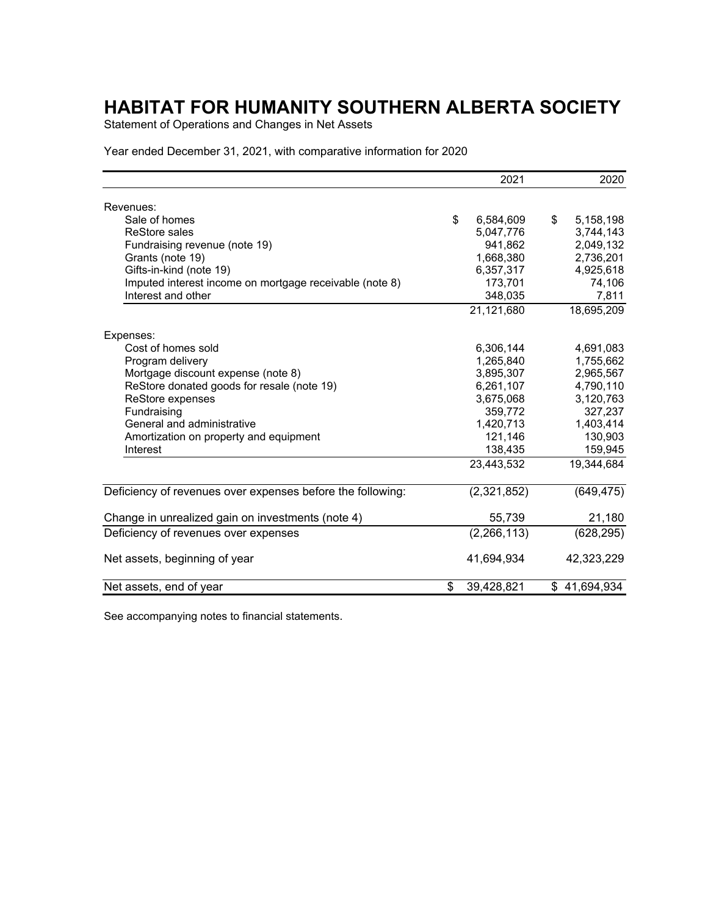# HABITAT FOR HUMANITY SOUTHERN ALBERTA SOCIETY

Statement of Operations and Changes in Net Assets

Year ended December 31, 2021, with comparative information for 2020

| | 2021 | 2020 |
|---|---|---|
| Revenues: | | |
| Sale of homes | $ 6,584,609 | $ 5,158,198 |
| ReStore sales | 5,047,776 | 3,744,143 |
| Fundraising revenue (note 19) | 941,862 | 2,049,132 |
| Grants (note 19) | 1,668,380 | 2,736,201 |
| Gifts-in-kind (note 19) | 6,357,317 | 4,925,618 |
| Imputed interest income on mortgage receivable (note 8) | 173,701 | 74,106 |
| Interest and other | 348,035 | 7,811 |
| | 21,121,680 | 18,695,209 |
| Expenses: | | |
| Cost of homes sold | 6,306,144 | 4,691,083 |
| Program delivery | 1,265,840 | 1,755,662 |
| Mortgage discount expense (note 8) | 3,895,307 | 2,965,567 |
| ReStore donated goods for resale (note 19) | 6,261,107 | 4,790,110 |
| ReStore expenses | 3,675,068 | 3,120,763 |
| Fundraising | 359,772 | 327,237 |
| General and administrative | 1,420,713 | 1,403,414 |
| Amortization on property and equipment | 121,146 | 130,903 |
| Interest | 138,435 | 159,945 |
| | 23,443,532 | 19,344,684 |
| Deficiency of revenues over expenses before the following: | (2,321,852) | (649,475) |
| Change in unrealized gain on investments (note 4) | 55,739 | 21,180 |
| Deficiency of revenues over expenses | (2,266,113) | (628,295) |
| Net assets, beginning of year | 41,694,934 | 42,323,229 |
| Net assets, end of year | $ 39,428,821 | $ 41,694,934 |

See accompanying notes to financial statements.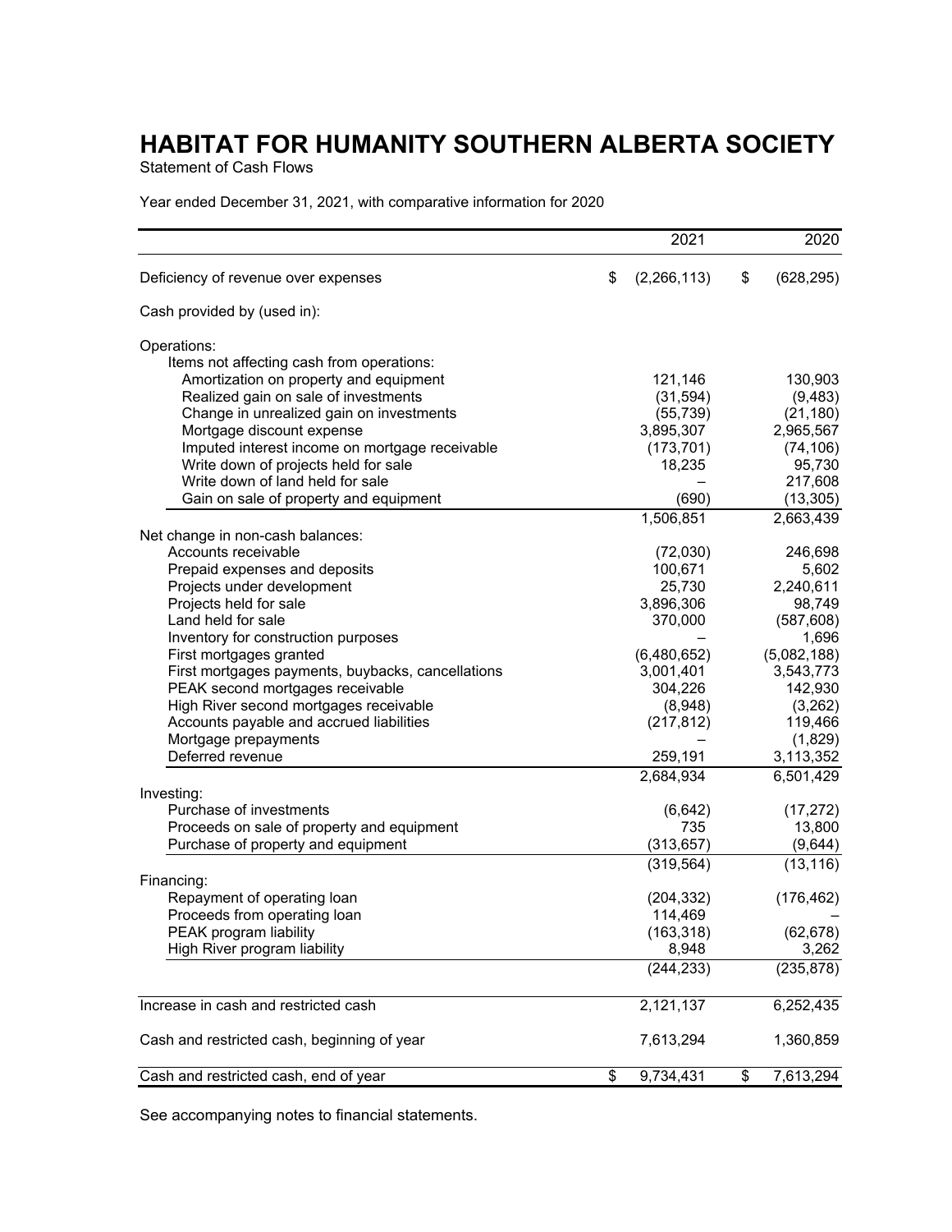# HABITAT FOR HUMANITY SOUTHERN ALBERTA SOCIETY

Statement of Cash Flows

Year ended December 31, 2021, with comparative information for 2020

| | 2021 | 2020 |
|---|---|---|
| Deficiency of revenue over expenses | $ (2,266,113) | $ (628,295) |
| Cash provided by (used in): | | |
| Operations: | | |
| Items not affecting cash from operations: | | |
| Amortization on property and equipment | 121,146 | 130,903 |
| Realized gain on sale of investments | (31,594) | (9,483) |
| Change in unrealized gain on investments | (55,739) | (21,180) |
| Mortgage discount expense | 3,895,307 | 2,965,567 |
| Imputed interest income on mortgage receivable | (173,701) | (74,106) |
| Write down of projects held for sale | 18,235 | 95,730 |
| Write down of land held for sale | – | 217,608 |
| Gain on sale of property and equipment | (690) | (13,305) |
| | 1,506,851 | 2,663,439 |
| Net change in non-cash balances: | | |
| Accounts receivable | (72,030) | 246,698 |
| Prepaid expenses and deposits | 100,671 | 5,602 |
| Projects under development | 25,730 | 2,240,611 |
| Projects held for sale | 3,896,306 | 98,749 |
| Land held for sale | 370,000 | (587,608) |
| Inventory for construction purposes | – | 1,696 |
| First mortgages granted | (6,480,652) | (5,082,188) |
| First mortgages payments, buybacks, cancellations | 3,001,401 | 3,543,773 |
| PEAK second mortgages receivable | 304,226 | 142,930 |
| High River second mortgages receivable | (8,948) | (3,262) |
| Accounts payable and accrued liabilities | (217,812) | 119,466 |
| Mortgage prepayments | – | (1,829) |
| Deferred revenue | 259,191 | 3,113,352 |
| | 2,684,934 | 6,501,429 |
| Investing: | | |
| Purchase of investments | (6,642) | (17,272) |
| Proceeds on sale of property and equipment | 735 | 13,800 |
| Purchase of property and equipment | (313,657) | (9,644) |
| | (319,564) | (13,116) |
| Financing: | | |
| Repayment of operating loan | (204,332) | (176,462) |
| Proceeds from operating loan | 114,469 | – |
| PEAK program liability | (163,318) | (62,678) |
| High River program liability | 8,948 | 3,262 |
| | (244,233) | (235,878) |
| Increase in cash and restricted cash | 2,121,137 | 6,252,435 |
| Cash and restricted cash, beginning of year | 7,613,294 | 1,360,859 |
| Cash and restricted cash, end of year | $ 9,734,431 | $ 7,613,294 |

See accompanying notes to financial statements.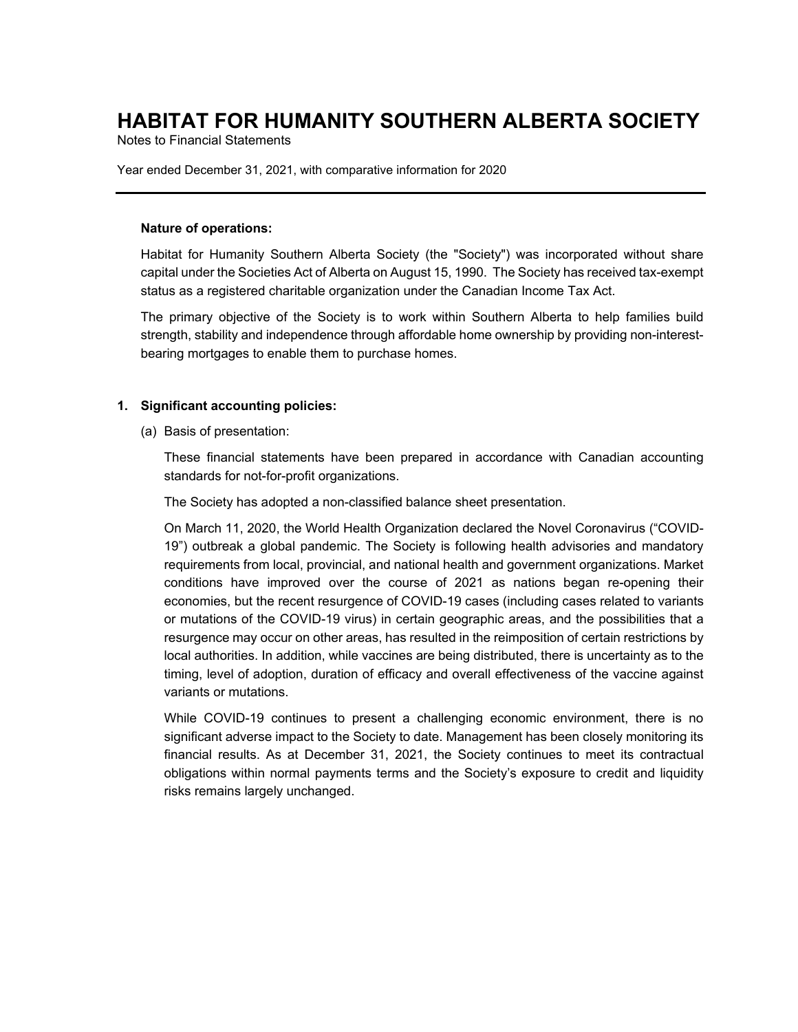# HABITAT FOR HUMANITY SOUTHERN ALBERTA SOCIETY

Notes to Financial Statements

Year ended December 31, 2021, with comparative information for 2020

---

**Nature of operations:**

Habitat for Humanity Southern Alberta Society (the "Society") was incorporated without share capital under the Societies Act of Alberta on August 15, 1990. The Society has received tax-exempt status as a registered charitable organization under the Canadian Income Tax Act.

The primary objective of the Society is to work within Southern Alberta to help families build strength, stability and independence through affordable home ownership by providing non-interest-bearing mortgages to enable them to purchase homes.

## 1. Significant accounting policies:

(a) Basis of presentation:

These financial statements have been prepared in accordance with Canadian accounting standards for not-for-profit organizations.

The Society has adopted a non-classified balance sheet presentation.

On March 11, 2020, the World Health Organization declared the Novel Coronavirus ("COVID-19") outbreak a global pandemic. The Society is following health advisories and mandatory requirements from local, provincial, and national health and government organizations. Market conditions have improved over the course of 2021 as nations began re-opening their economies, but the recent resurgence of COVID-19 cases (including cases related to variants or mutations of the COVID-19 virus) in certain geographic areas, and the possibilities that a resurgence may occur on other areas, has resulted in the reimposition of certain restrictions by local authorities. In addition, while vaccines are being distributed, there is uncertainty as to the timing, level of adoption, duration of efficacy and overall effectiveness of the vaccine against variants or mutations.

While COVID-19 continues to present a challenging economic environment, there is no significant adverse impact to the Society to date. Management has been closely monitoring its financial results. As at December 31, 2021, the Society continues to meet its contractual obligations within normal payments terms and the Society's exposure to credit and liquidity risks remains largely unchanged.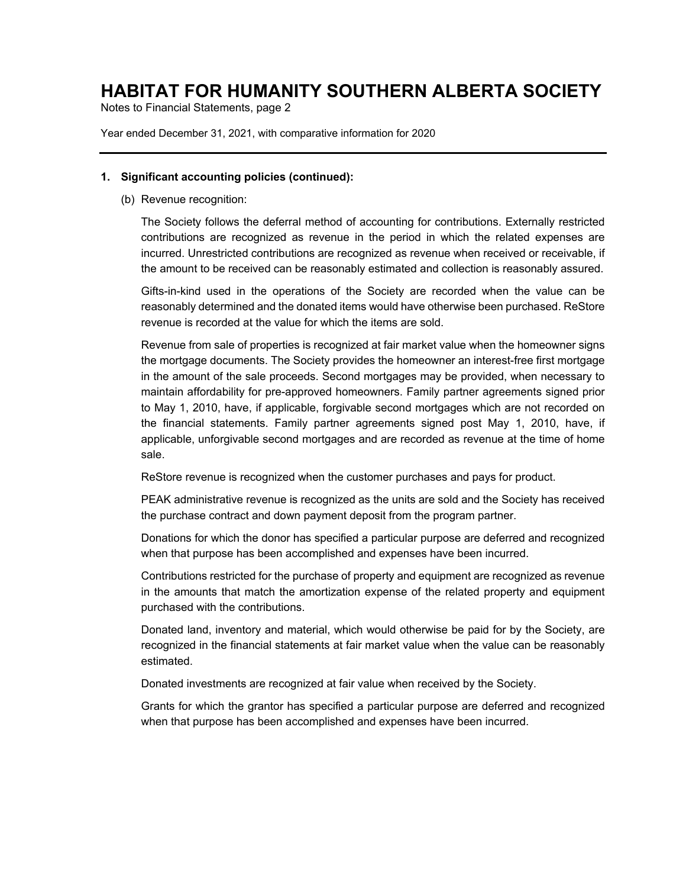## 1. Significant accounting policies (continued):

(b) Revenue recognition:

The Society follows the deferral method of accounting for contributions. Externally restricted contributions are recognized as revenue in the period in which the related expenses are incurred. Unrestricted contributions are recognized as revenue when received or receivable, if the amount to be received can be reasonably estimated and collection is reasonably assured.

Gifts-in-kind used in the operations of the Society are recorded when the value can be reasonably determined and the donated items would have otherwise been purchased. ReStore revenue is recorded at the value for which the items are sold.

Revenue from sale of properties is recognized at fair market value when the homeowner signs the mortgage documents. The Society provides the homeowner an interest-free first mortgage in the amount of the sale proceeds. Second mortgages may be provided, when necessary to maintain affordability for pre-approved homeowners. Family partner agreements signed prior to May 1, 2010, have, if applicable, forgivable second mortgages which are not recorded on the financial statements. Family partner agreements signed post May 1, 2010, have, if applicable, unforgivable second mortgages and are recorded as revenue at the time of home sale.

ReStore revenue is recognized when the customer purchases and pays for product.

PEAK administrative revenue is recognized as the units are sold and the Society has received the purchase contract and down payment deposit from the program partner.

Donations for which the donor has specified a particular purpose are deferred and recognized when that purpose has been accomplished and expenses have been incurred.

Contributions restricted for the purchase of property and equipment are recognized as revenue in the amounts that match the amortization expense of the related property and equipment purchased with the contributions.

Donated land, inventory and material, which would otherwise be paid for by the Society, are recognized in the financial statements at fair market value when the value can be reasonably estimated.

Donated investments are recognized at fair value when received by the Society.

Grants for which the grantor has specified a particular purpose are deferred and recognized when that purpose has been accomplished and expenses have been incurred.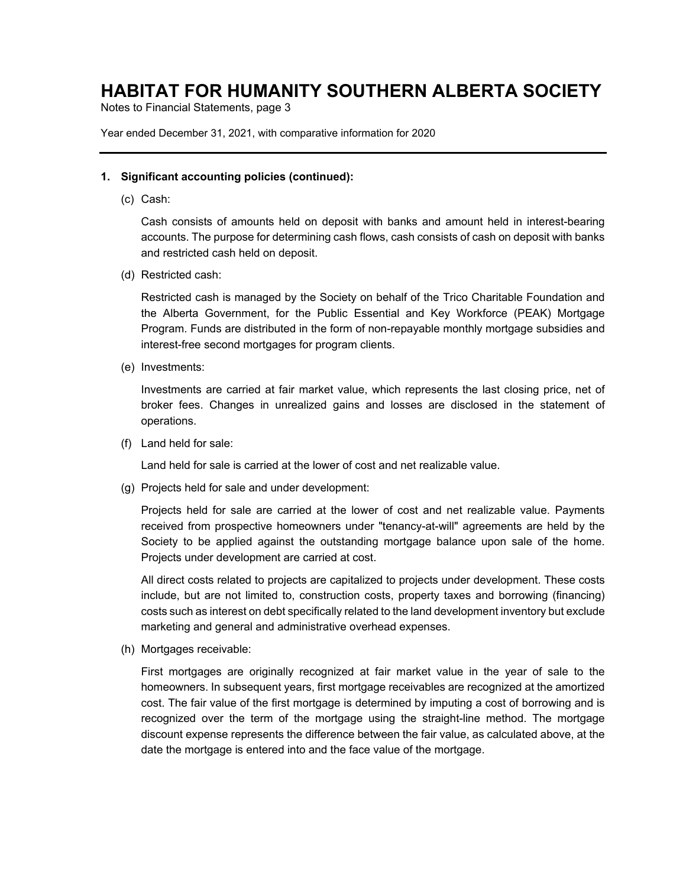## 1. Significant accounting policies (continued):

(c) Cash:

Cash consists of amounts held on deposit with banks and amount held in interest-bearing accounts. The purpose for determining cash flows, cash consists of cash on deposit with banks and restricted cash held on deposit.

(d) Restricted cash:

Restricted cash is managed by the Society on behalf of the Trico Charitable Foundation and the Alberta Government, for the Public Essential and Key Workforce (PEAK) Mortgage Program. Funds are distributed in the form of non-repayable monthly mortgage subsidies and interest-free second mortgages for program clients.

(e) Investments:

Investments are carried at fair market value, which represents the last closing price, net of broker fees. Changes in unrealized gains and losses are disclosed in the statement of operations.

(f) Land held for sale:

Land held for sale is carried at the lower of cost and net realizable value.

(g) Projects held for sale and under development:

Projects held for sale are carried at the lower of cost and net realizable value. Payments received from prospective homeowners under "tenancy-at-will" agreements are held by the Society to be applied against the outstanding mortgage balance upon sale of the home. Projects under development are carried at cost.

All direct costs related to projects are capitalized to projects under development. These costs include, but are not limited to, construction costs, property taxes and borrowing (financing) costs such as interest on debt specifically related to the land development inventory but exclude marketing and general and administrative overhead expenses.

(h) Mortgages receivable:

First mortgages are originally recognized at fair market value in the year of sale to the homeowners. In subsequent years, first mortgage receivables are recognized at the amortized cost. The fair value of the first mortgage is determined by imputing a cost of borrowing and is recognized over the term of the mortgage using the straight-line method. The mortgage discount expense represents the difference between the fair value, as calculated above, at the date the mortgage is entered into and the face value of the mortgage.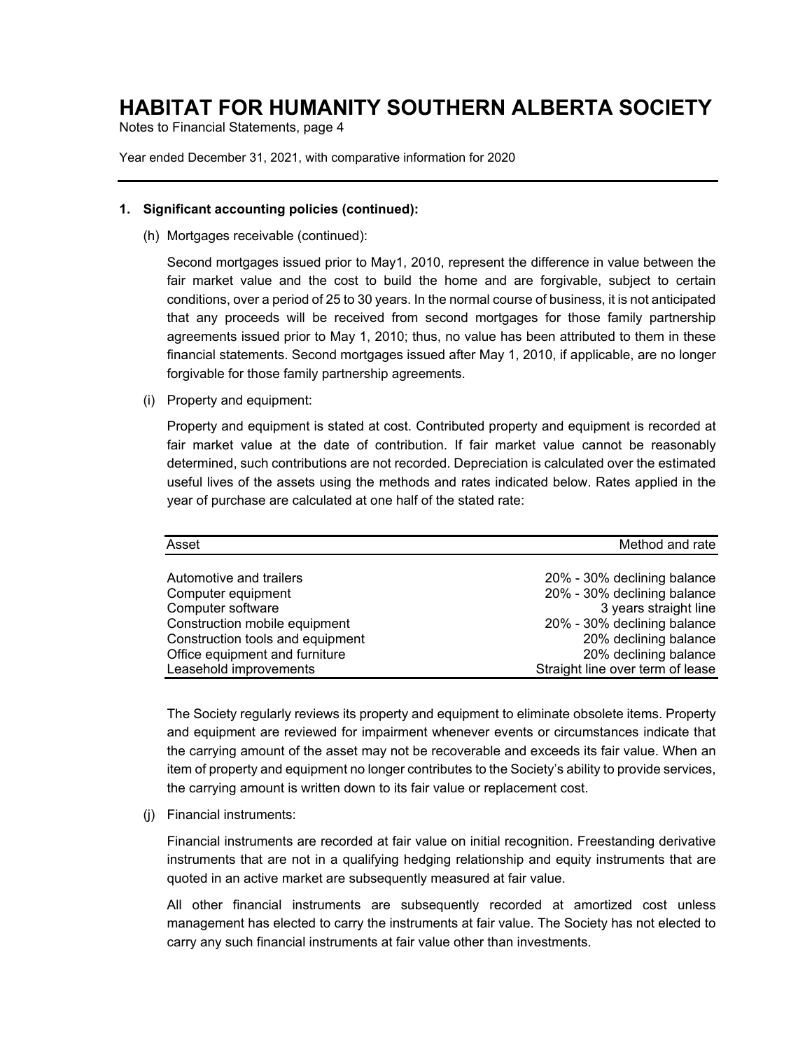# HABITAT FOR HUMANITY SOUTHERN ALBERTA SOCIETY

Notes to Financial Statements, page 4

Year ended December 31, 2021, with comparative information for 2020

## 1. Significant accounting policies (continued):

(h) Mortgages receivable (continued):

Second mortgages issued prior to May1, 2010, represent the difference in value between the fair market value and the cost to build the home and are forgivable, subject to certain conditions, over a period of 25 to 30 years. In the normal course of business, it is not anticipated that any proceeds will be received from second mortgages for those family partnership agreements issued prior to May 1, 2010; thus, no value has been attributed to them in these financial statements. Second mortgages issued after May 1, 2010, if applicable, are no longer forgivable for those family partnership agreements.

(i) Property and equipment:

Property and equipment is stated at cost. Contributed property and equipment is recorded at fair market value at the date of contribution. If fair market value cannot be reasonably determined, such contributions are not recorded. Depreciation is calculated over the estimated useful lives of the assets using the methods and rates indicated below. Rates applied in the year of purchase are calculated at one half of the stated rate:

| Asset | Method and rate |
|---|---|
| Automotive and trailers | 20% - 30% declining balance |
| Computer equipment | 20% - 30% declining balance |
| Computer software | 3 years straight line |
| Construction mobile equipment | 20% - 30% declining balance |
| Construction tools and equipment | 20% declining balance |
| Office equipment and furniture | 20% declining balance |
| Leasehold improvements | Straight line over term of lease |

The Society regularly reviews its property and equipment to eliminate obsolete items. Property and equipment are reviewed for impairment whenever events or circumstances indicate that the carrying amount of the asset may not be recoverable and exceeds its fair value. When an item of property and equipment no longer contributes to the Society's ability to provide services, the carrying amount is written down to its fair value or replacement cost.

(j) Financial instruments:

Financial instruments are recorded at fair value on initial recognition. Freestanding derivative instruments that are not in a qualifying hedging relationship and equity instruments that are quoted in an active market are subsequently measured at fair value.

All other financial instruments are subsequently recorded at amortized cost unless management has elected to carry the instruments at fair value. The Society has not elected to carry any such financial instruments at fair value other than investments.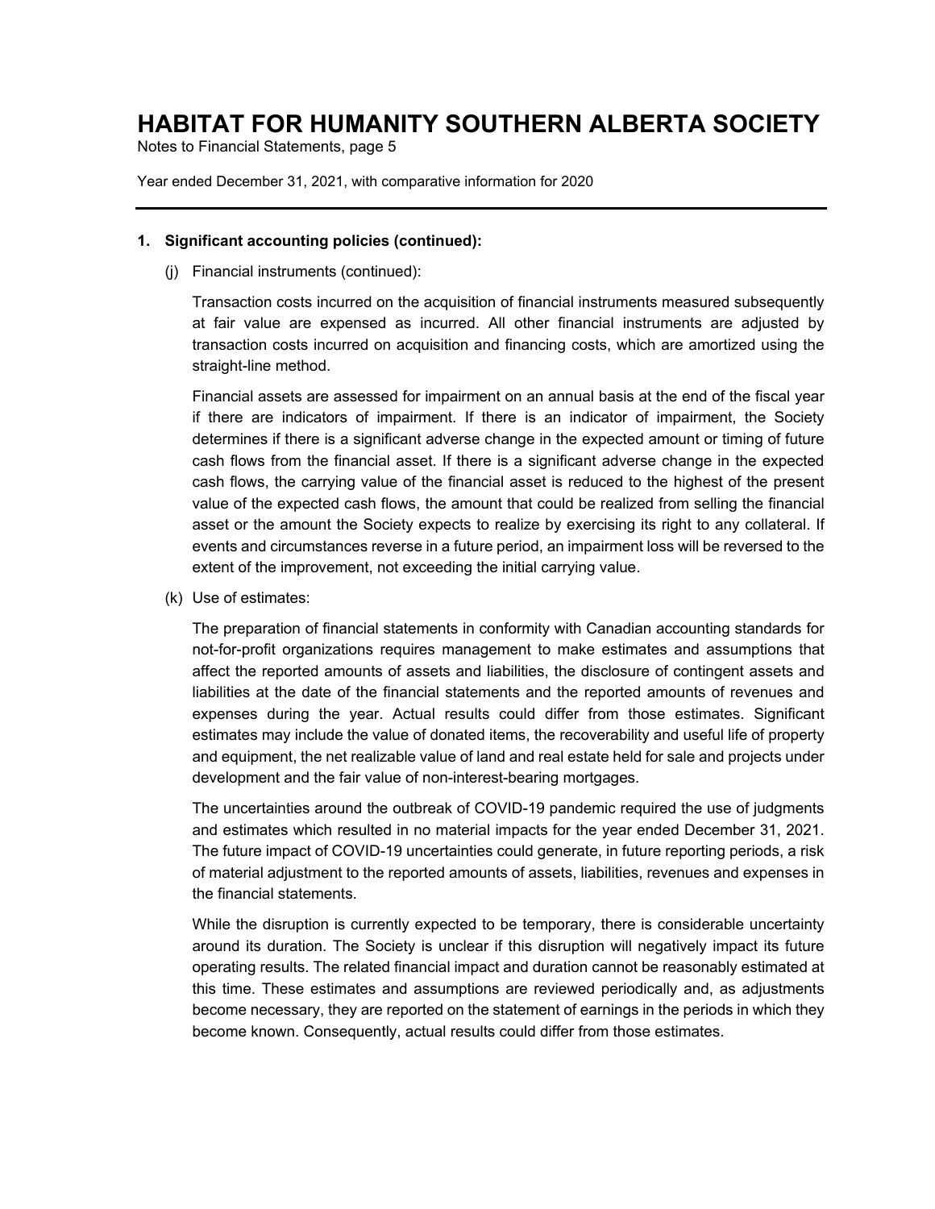## 1. Significant accounting policies (continued):

(j) Financial instruments (continued):

Transaction costs incurred on the acquisition of financial instruments measured subsequently at fair value are expensed as incurred. All other financial instruments are adjusted by transaction costs incurred on acquisition and financing costs, which are amortized using the straight-line method.

Financial assets are assessed for impairment on an annual basis at the end of the fiscal year if there are indicators of impairment. If there is an indicator of impairment, the Society determines if there is a significant adverse change in the expected amount or timing of future cash flows from the financial asset. If there is a significant adverse change in the expected cash flows, the carrying value of the financial asset is reduced to the highest of the present value of the expected cash flows, the amount that could be realized from selling the financial asset or the amount the Society expects to realize by exercising its right to any collateral. If events and circumstances reverse in a future period, an impairment loss will be reversed to the extent of the improvement, not exceeding the initial carrying value.

(k) Use of estimates:

The preparation of financial statements in conformity with Canadian accounting standards for not-for-profit organizations requires management to make estimates and assumptions that affect the reported amounts of assets and liabilities, the disclosure of contingent assets and liabilities at the date of the financial statements and the reported amounts of revenues and expenses during the year. Actual results could differ from those estimates. Significant estimates may include the value of donated items, the recoverability and useful life of property and equipment, the net realizable value of land and real estate held for sale and projects under development and the fair value of non-interest-bearing mortgages.

The uncertainties around the outbreak of COVID-19 pandemic required the use of judgments and estimates which resulted in no material impacts for the year ended December 31, 2021. The future impact of COVID-19 uncertainties could generate, in future reporting periods, a risk of material adjustment to the reported amounts of assets, liabilities, revenues and expenses in the financial statements.

While the disruption is currently expected to be temporary, there is considerable uncertainty around its duration. The Society is unclear if this disruption will negatively impact its future operating results. The related financial impact and duration cannot be reasonably estimated at this time. These estimates and assumptions are reviewed periodically and, as adjustments become necessary, they are reported on the statement of earnings in the periods in which they become known. Consequently, actual results could differ from those estimates.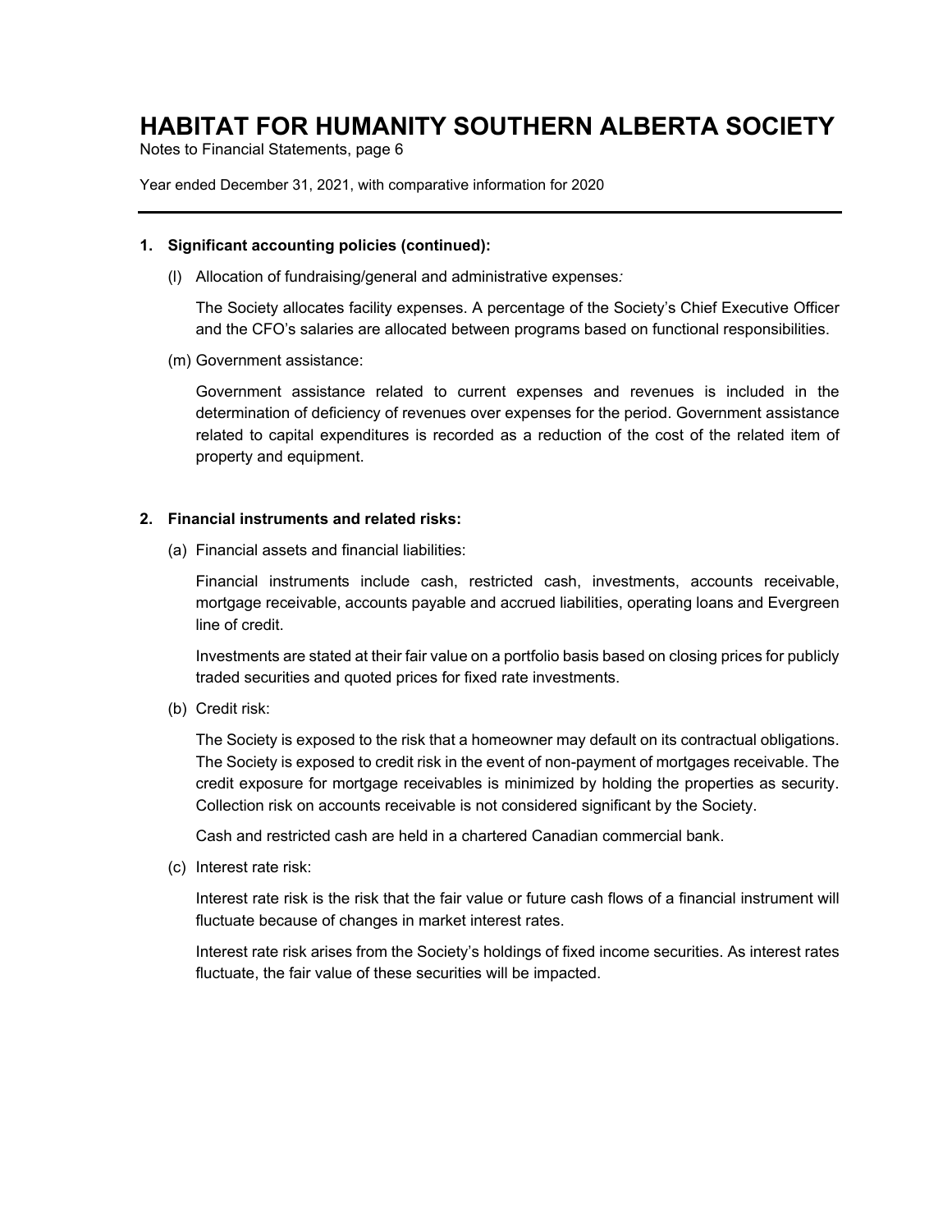# HABITAT FOR HUMANITY SOUTHERN ALBERTA SOCIETY

Notes to Financial Statements, page 6

Year ended December 31, 2021, with comparative information for 2020

---

**1. Significant accounting policies (continued):**

(l) Allocation of fundraising/general and administrative expenses*:*

The Society allocates facility expenses. A percentage of the Society's Chief Executive Officer and the CFO's salaries are allocated between programs based on functional responsibilities.

(m) Government assistance:

Government assistance related to current expenses and revenues is included in the determination of deficiency of revenues over expenses for the period. Government assistance related to capital expenditures is recorded as a reduction of the cost of the related item of property and equipment.

**2. Financial instruments and related risks:**

(a) Financial assets and financial liabilities:

Financial instruments include cash, restricted cash, investments, accounts receivable, mortgage receivable, accounts payable and accrued liabilities, operating loans and Evergreen line of credit.

Investments are stated at their fair value on a portfolio basis based on closing prices for publicly traded securities and quoted prices for fixed rate investments.

(b) Credit risk:

The Society is exposed to the risk that a homeowner may default on its contractual obligations. The Society is exposed to credit risk in the event of non-payment of mortgages receivable. The credit exposure for mortgage receivables is minimized by holding the properties as security. Collection risk on accounts receivable is not considered significant by the Society.

Cash and restricted cash are held in a chartered Canadian commercial bank.

(c) Interest rate risk:

Interest rate risk is the risk that the fair value or future cash flows of a financial instrument will fluctuate because of changes in market interest rates.

Interest rate risk arises from the Society's holdings of fixed income securities. As interest rates fluctuate, the fair value of these securities will be impacted.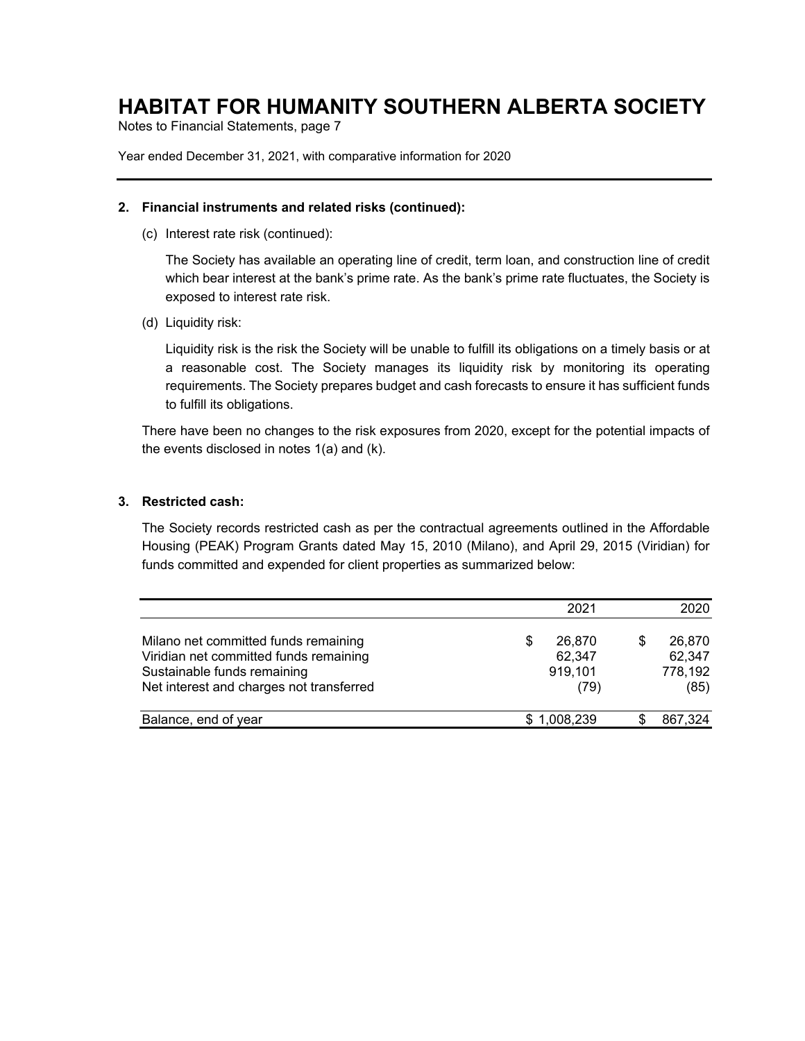# HABITAT FOR HUMANITY SOUTHERN ALBERTA SOCIETY

Notes to Financial Statements, page 7

Year ended December 31, 2021, with comparative information for 2020

## 2. Financial instruments and related risks (continued):

(c) Interest rate risk (continued):

The Society has available an operating line of credit, term loan, and construction line of credit which bear interest at the bank's prime rate. As the bank's prime rate fluctuates, the Society is exposed to interest rate risk.

(d) Liquidity risk:

Liquidity risk is the risk the Society will be unable to fulfill its obligations on a timely basis or at a reasonable cost. The Society manages its liquidity risk by monitoring its operating requirements. The Society prepares budget and cash forecasts to ensure it has sufficient funds to fulfill its obligations.

There have been no changes to the risk exposures from 2020, except for the potential impacts of the events disclosed in notes 1(a) and (k).

## 3. Restricted cash:

The Society records restricted cash as per the contractual agreements outlined in the Affordable Housing (PEAK) Program Grants dated May 15, 2010 (Milano), and April 29, 2015 (Viridian) for funds committed and expended for client properties as summarized below:

| | 2021 | 2020 |
|---|---|---|
| Milano net committed funds remaining | $ 26,870 | $ 26,870 |
| Viridian net committed funds remaining | 62,347 | 62,347 |
| Sustainable funds remaining | 919,101 | 778,192 |
| Net interest and charges not transferred | (79) | (85) |
| Balance, end of year | $ 1,008,239 | $ 867,324 |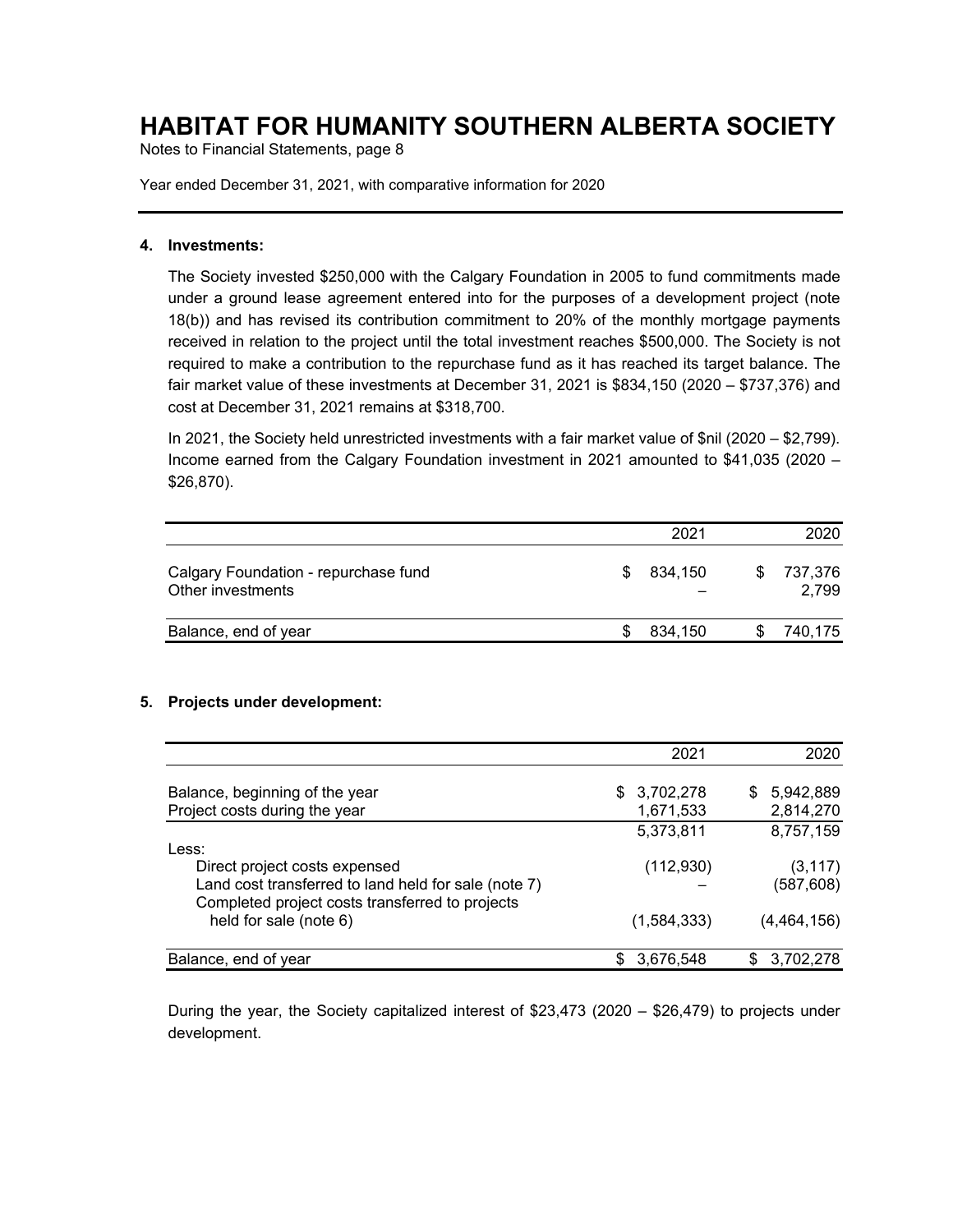# HABITAT FOR HUMANITY SOUTHERN ALBERTA SOCIETY

Notes to Financial Statements, page 8

Year ended December 31, 2021, with comparative information for 2020

## 4. Investments:

The Society invested $250,000 with the Calgary Foundation in 2005 to fund commitments made under a ground lease agreement entered into for the purposes of a development project (note 18(b)) and has revised its contribution commitment to 20% of the monthly mortgage payments received in relation to the project until the total investment reaches $500,000. The Society is not required to make a contribution to the repurchase fund as it has reached its target balance. The fair market value of these investments at December 31, 2021 is $834,150 (2020 – $737,376) and cost at December 31, 2021 remains at $318,700.

In 2021, the Society held unrestricted investments with a fair market value of $nil (2020 – $2,799). Income earned from the Calgary Foundation investment in 2021 amounted to $41,035 (2020 – $26,870).

| | 2021 | 2020 |
|---|---|---|
| Calgary Foundation - repurchase fund | $ 834,150 | $ 737,376 |
| Other investments | – | 2,799 |
| Balance, end of year | $ 834,150 | $ 740,175 |

## 5. Projects under development:

| | 2021 | 2020 |
|---|---|---|
| Balance, beginning of the year | $ 3,702,278 | $ 5,942,889 |
| Project costs during the year | 1,671,533 | 2,814,270 |
| | 5,373,811 | 8,757,159 |
| Less: | | |
| Direct project costs expensed | (112,930) | (3,117) |
| Land cost transferred to land held for sale (note 7) | – | (587,608) |
| Completed project costs transferred to projects held for sale (note 6) | (1,584,333) | (4,464,156) |
| Balance, end of year | $ 3,676,548 | $ 3,702,278 |

During the year, the Society capitalized interest of $23,473 (2020 – $26,479) to projects under development.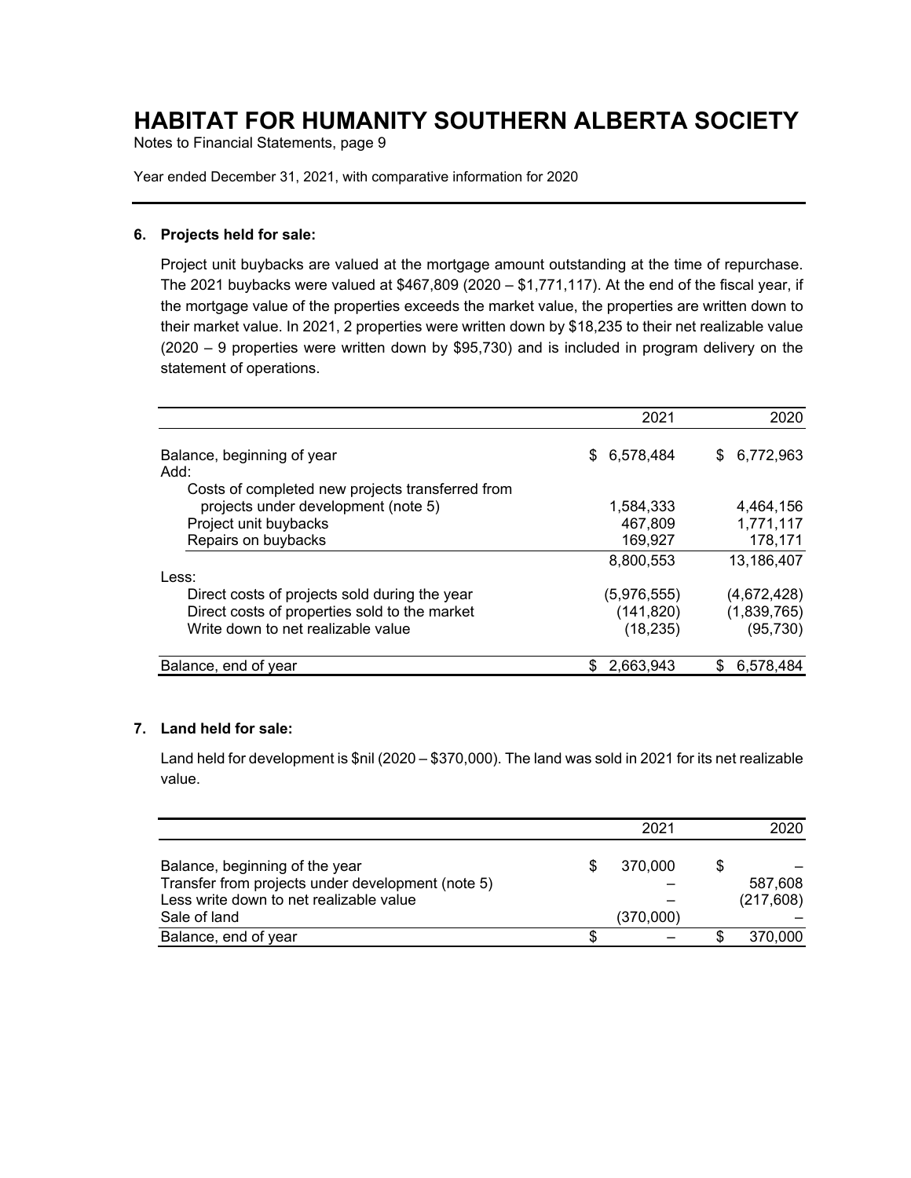### 6. Projects held for sale:

Project unit buybacks are valued at the mortgage amount outstanding at the time of repurchase. The 2021 buybacks were valued at $467,809 (2020 – $1,771,117). At the end of the fiscal year, if the mortgage value of the properties exceeds the market value, the properties are written down to their market value. In 2021, 2 properties were written down by $18,235 to their net realizable value (2020 – 9 properties were written down by $95,730) and is included in program delivery on the statement of operations.

| | 2021 | 2020 |
|---|---|---|
| Balance, beginning of year | $ 6,578,484 | $ 6,772,963 |
| Add: | | |
| Costs of completed new projects transferred from projects under development (note 5) | 1,584,333 | 4,464,156 |
| Project unit buybacks | 467,809 | 1,771,117 |
| Repairs on buybacks | 169,927 | 178,171 |
| | 8,800,553 | 13,186,407 |
| Less: | | |
| Direct costs of projects sold during the year | (5,976,555) | (4,672,428) |
| Direct costs of properties sold to the market | (141,820) | (1,839,765) |
| Write down to net realizable value | (18,235) | (95,730) |
| Balance, end of year | $ 2,663,943 | $ 6,578,484 |

### 7. Land held for sale:

Land held for development is $nil (2020 – $370,000). The land was sold in 2021 for its net realizable value.

| | 2021 | 2020 |
|---|---|---|
| Balance, beginning of the year | $ 370,000 | $ – |
| Transfer from projects under development (note 5) | – | 587,608 |
| Less write down to net realizable value | – | (217,608) |
| Sale of land | (370,000) | – |
| Balance, end of year | $ – | $ 370,000 |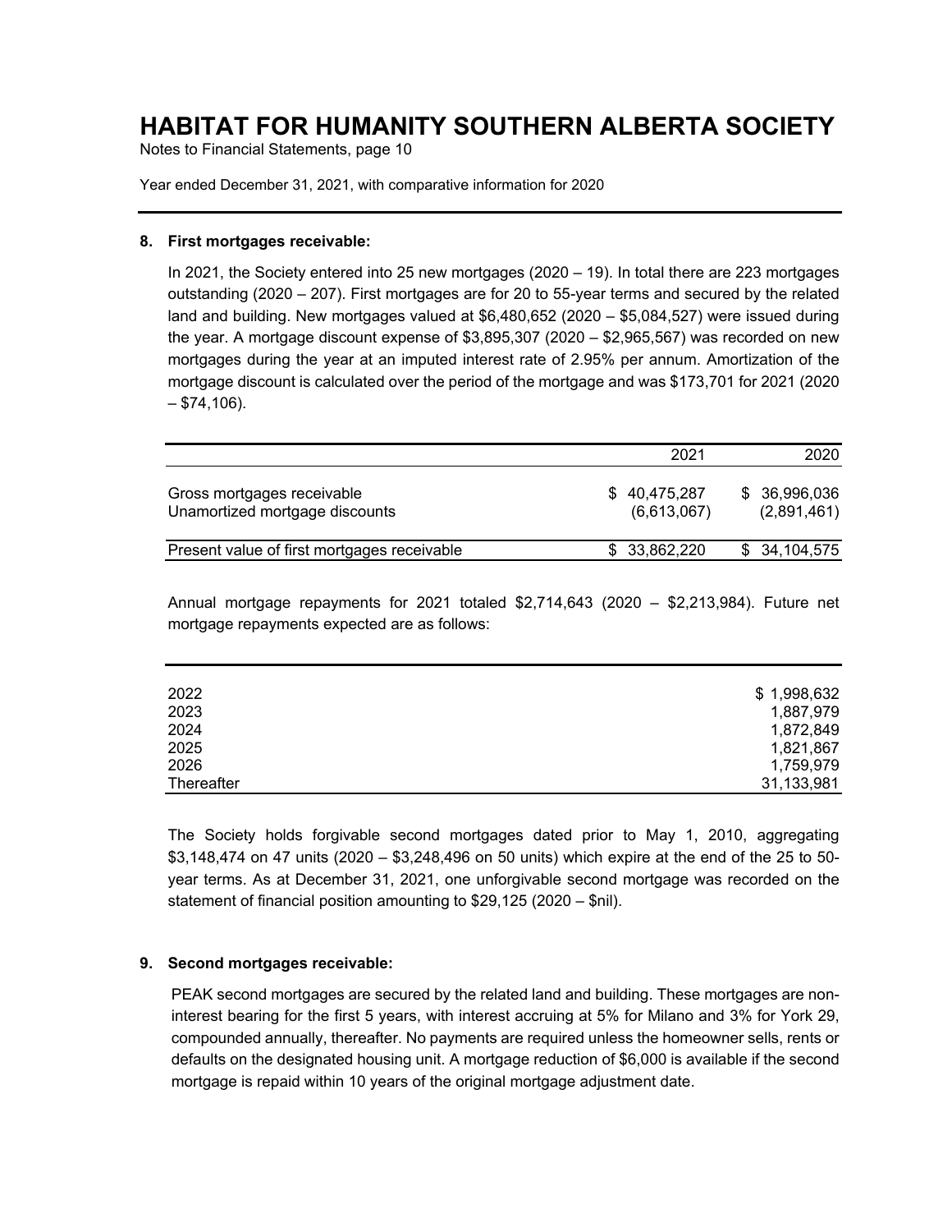# HABITAT FOR HUMANITY SOUTHERN ALBERTA SOCIETY

Notes to Financial Statements, page 10

Year ended December 31, 2021, with comparative information for 2020

## 8. First mortgages receivable:

In 2021, the Society entered into 25 new mortgages (2020 – 19). In total there are 223 mortgages outstanding (2020 – 207). First mortgages are for 20 to 55-year terms and secured by the related land and building. New mortgages valued at $6,480,652 (2020 – $5,084,527) were issued during the year. A mortgage discount expense of $3,895,307 (2020 – $2,965,567) was recorded on new mortgages during the year at an imputed interest rate of 2.95% per annum. Amortization of the mortgage discount is calculated over the period of the mortgage and was $173,701 for 2021 (2020 – $74,106).

| | 2021 | 2020 |
|---|---|---|
| Gross mortgages receivable | $ 40,475,287 | $ 36,996,036 |
| Unamortized mortgage discounts | (6,613,067) | (2,891,461) |
| Present value of first mortgages receivable | $ 33,862,220 | $ 34,104,575 |

Annual mortgage repayments for 2021 totaled $2,714,643 (2020 – $2,213,984). Future net mortgage repayments expected are as follows:

| | |
|---|---|
| 2022 | $ 1,998,632 |
| 2023 | 1,887,979 |
| 2024 | 1,872,849 |
| 2025 | 1,821,867 |
| 2026 | 1,759,979 |
| Thereafter | 31,133,981 |

The Society holds forgivable second mortgages dated prior to May 1, 2010, aggregating $3,148,474 on 47 units (2020 – $3,248,496 on 50 units) which expire at the end of the 25 to 50-year terms. As at December 31, 2021, one unforgivable second mortgage was recorded on the statement of financial position amounting to $29,125 (2020 – $nil).

## 9. Second mortgages receivable:

PEAK second mortgages are secured by the related land and building. These mortgages are non-interest bearing for the first 5 years, with interest accruing at 5% for Milano and 3% for York 29, compounded annually, thereafter. No payments are required unless the homeowner sells, rents or defaults on the designated housing unit. A mortgage reduction of $6,000 is available if the second mortgage is repaid within 10 years of the original mortgage adjustment date.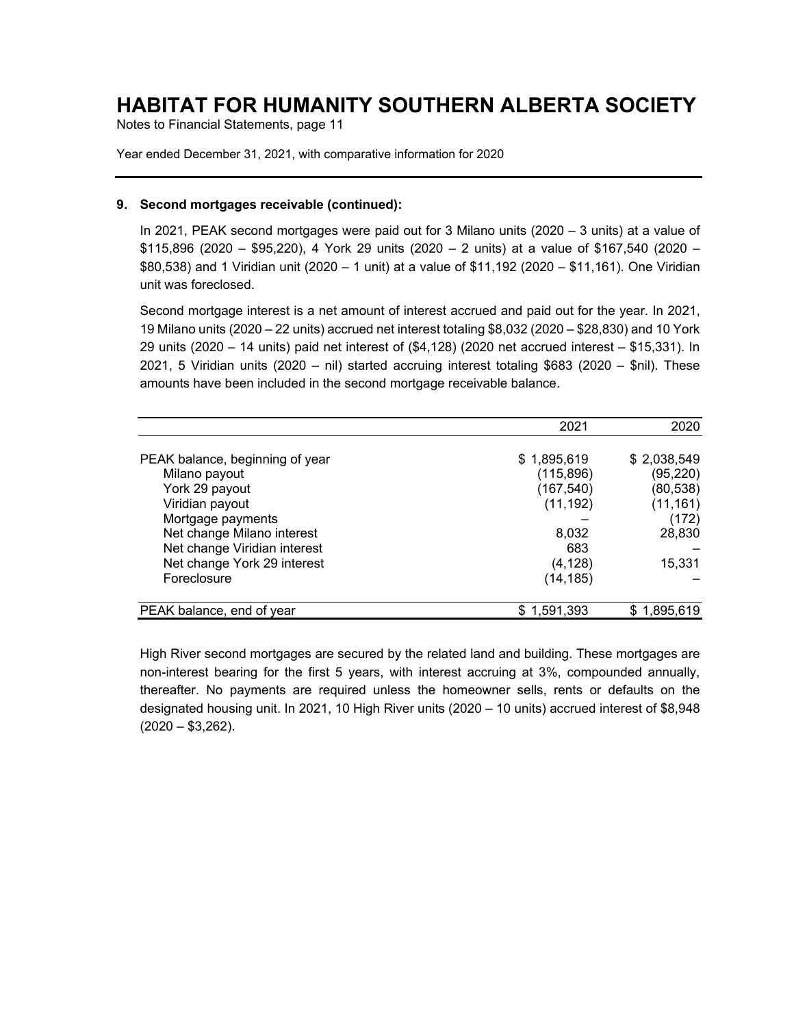# HABITAT FOR HUMANITY SOUTHERN ALBERTA SOCIETY

Notes to Financial Statements, page 11

Year ended December 31, 2021, with comparative information for 2020

## 9. Second mortgages receivable (continued):

In 2021, PEAK second mortgages were paid out for 3 Milano units (2020 – 3 units) at a value of $115,896 (2020 – $95,220), 4 York 29 units (2020 – 2 units) at a value of $167,540 (2020 – $80,538) and 1 Viridian unit (2020 – 1 unit) at a value of $11,192 (2020 – $11,161). One Viridian unit was foreclosed.

Second mortgage interest is a net amount of interest accrued and paid out for the year. In 2021, 19 Milano units (2020 – 22 units) accrued net interest totaling $8,032 (2020 – $28,830) and 10 York 29 units (2020 – 14 units) paid net interest of ($4,128) (2020 net accrued interest – $15,331). In 2021, 5 Viridian units (2020 – nil) started accruing interest totaling $683 (2020 – $nil). These amounts have been included in the second mortgage receivable balance.

| | 2021 | 2020 |
|---|---|---|
| PEAK balance, beginning of year | $ 1,895,619 | $ 2,038,549 |
| Milano payout | (115,896) | (95,220) |
| York 29 payout | (167,540) | (80,538) |
| Viridian payout | (11,192) | (11,161) |
| Mortgage payments | – | (172) |
| Net change Milano interest | 8,032 | 28,830 |
| Net change Viridian interest | 683 | – |
| Net change York 29 interest | (4,128) | 15,331 |
| Foreclosure | (14,185) | – |
| PEAK balance, end of year | $ 1,591,393 | $ 1,895,619 |

High River second mortgages are secured by the related land and building. These mortgages are non-interest bearing for the first 5 years, with interest accruing at 3%, compounded annually, thereafter. No payments are required unless the homeowner sells, rents or defaults on the designated housing unit. In 2021, 10 High River units (2020 – 10 units) accrued interest of $8,948 (2020 – $3,262).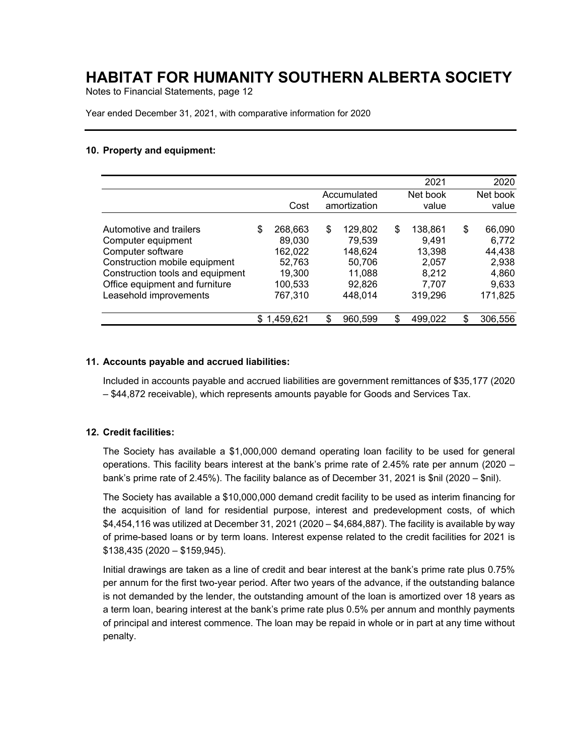# HABITAT FOR HUMANITY SOUTHERN ALBERTA SOCIETY

Notes to Financial Statements, page 12

Year ended December 31, 2021, with comparative information for 2020

## 10. Property and equipment:

| | | | 2021 | 2020 |
|---|---|---|---|---|
| | Cost | Accumulated amortization | Net book value | Net book value |
| Automotive and trailers | $ 268,663 | $ 129,802 | $ 138,861 | $ 66,090 |
| Computer equipment | 89,030 | 79,539 | 9,491 | 6,772 |
| Computer software | 162,022 | 148,624 | 13,398 | 44,438 |
| Construction mobile equipment | 52,763 | 50,706 | 2,057 | 2,938 |
| Construction tools and equipment | 19,300 | 11,088 | 8,212 | 4,860 |
| Office equipment and furniture | 100,533 | 92,826 | 7,707 | 9,633 |
| Leasehold improvements | 767,310 | 448,014 | 319,296 | 171,825 |
| | $ 1,459,621 | $ 960,599 | $ 499,022 | $ 306,556 |

## 11. Accounts payable and accrued liabilities:

Included in accounts payable and accrued liabilities are government remittances of $35,177 (2020 – $44,872 receivable), which represents amounts payable for Goods and Services Tax.

## 12. Credit facilities:

The Society has available a $1,000,000 demand operating loan facility to be used for general operations. This facility bears interest at the bank's prime rate of 2.45% rate per annum (2020 – bank's prime rate of 2.45%). The facility balance as of December 31, 2021 is $nil (2020 – $nil).

The Society has available a $10,000,000 demand credit facility to be used as interim financing for the acquisition of land for residential purpose, interest and predevelopment costs, of which $4,454,116 was utilized at December 31, 2021 (2020 – $4,684,887). The facility is available by way of prime-based loans or by term loans. Interest expense related to the credit facilities for 2021 is $138,435 (2020 – $159,945).

Initial drawings are taken as a line of credit and bear interest at the bank's prime rate plus 0.75% per annum for the first two-year period. After two years of the advance, if the outstanding balance is not demanded by the lender, the outstanding amount of the loan is amortized over 18 years as a term loan, bearing interest at the bank's prime rate plus 0.5% per annum and monthly payments of principal and interest commence. The loan may be repaid in whole or in part at any time without penalty.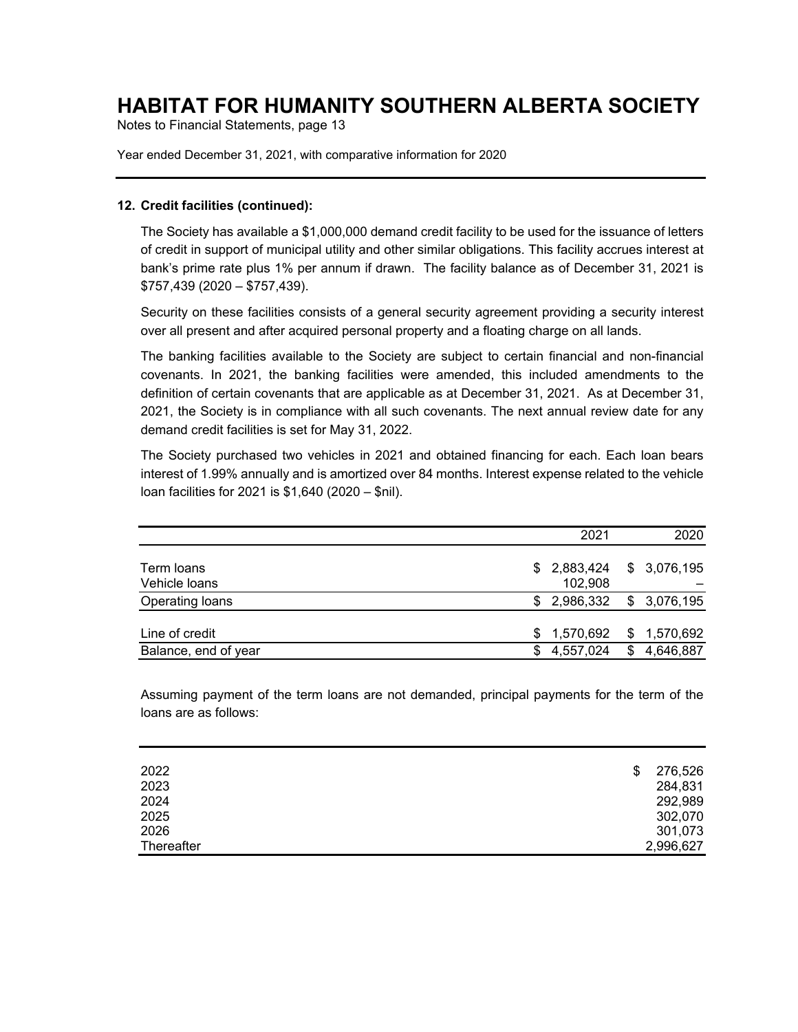# HABITAT FOR HUMANITY SOUTHERN ALBERTA SOCIETY

Notes to Financial Statements, page 13

Year ended December 31, 2021, with comparative information for 2020

## 12. Credit facilities (continued):

The Society has available a $1,000,000 demand credit facility to be used for the issuance of letters of credit in support of municipal utility and other similar obligations. This facility accrues interest at bank's prime rate plus 1% per annum if drawn. The facility balance as of December 31, 2021 is $757,439 (2020 – $757,439).

Security on these facilities consists of a general security agreement providing a security interest over all present and after acquired personal property and a floating charge on all lands.

The banking facilities available to the Society are subject to certain financial and non-financial covenants. In 2021, the banking facilities were amended, this included amendments to the definition of certain covenants that are applicable as at December 31, 2021. As at December 31, 2021, the Society is in compliance with all such covenants. The next annual review date for any demand credit facilities is set for May 31, 2022.

The Society purchased two vehicles in 2021 and obtained financing for each. Each loan bears interest of 1.99% annually and is amortized over 84 months. Interest expense related to the vehicle loan facilities for 2021 is $1,640 (2020 – $nil).

| | 2021 | 2020 |
|---|---|---|
| Term loans | $ 2,883,424 | $ 3,076,195 |
| Vehicle loans | 102,908 | – |
| Operating loans | $ 2,986,332 | $ 3,076,195 |
| Line of credit | $ 1,570,692 | $ 1,570,692 |
| Balance, end of year | $ 4,557,024 | $ 4,646,887 |

Assuming payment of the term loans are not demanded, principal payments for the term of the loans are as follows:

| | |
|---|---|
| 2022 | $ 276,526 |
| 2023 | 284,831 |
| 2024 | 292,989 |
| 2025 | 302,070 |
| 2026 | 301,073 |
| Thereafter | 2,996,627 |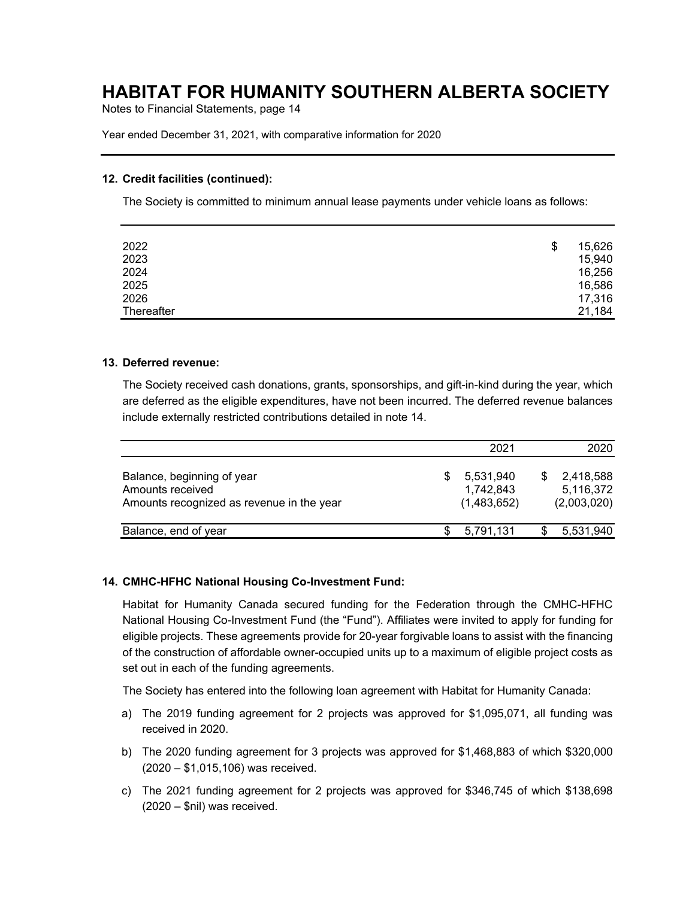### 12. Credit facilities (continued):

The Society is committed to minimum annual lease payments under vehicle loans as follows:

| | |
|---|---|
| 2022 | $ 15,626 |
| 2023 | 15,940 |
| 2024 | 16,256 |
| 2025 | 16,586 |
| 2026 | 17,316 |
| Thereafter | 21,184 |

### 13. Deferred revenue:

The Society received cash donations, grants, sponsorships, and gift-in-kind during the year, which are deferred as the eligible expenditures, have not been incurred. The deferred revenue balances include externally restricted contributions detailed in note 14.

| | 2021 | 2020 |
|---|---|---|
| Balance, beginning of year | $ 5,531,940 | $ 2,418,588 |
| Amounts received | 1,742,843 | 5,116,372 |
| Amounts recognized as revenue in the year | (1,483,652) | (2,003,020) |
| Balance, end of year | $ 5,791,131 | $ 5,531,940 |

### 14. CMHC-HFHC National Housing Co-Investment Fund:

Habitat for Humanity Canada secured funding for the Federation through the CMHC-HFHC National Housing Co-Investment Fund (the "Fund"). Affiliates were invited to apply for funding for eligible projects. These agreements provide for 20-year forgivable loans to assist with the financing of the construction of affordable owner-occupied units up to a maximum of eligible project costs as set out in each of the funding agreements.

The Society has entered into the following loan agreement with Habitat for Humanity Canada:

a) The 2019 funding agreement for 2 projects was approved for $1,095,071, all funding was received in 2020.

b) The 2020 funding agreement for 3 projects was approved for $1,468,883 of which $320,000 (2020 – $1,015,106) was received.

c) The 2021 funding agreement for 2 projects was approved for $346,745 of which $138,698 (2020 – $nil) was received.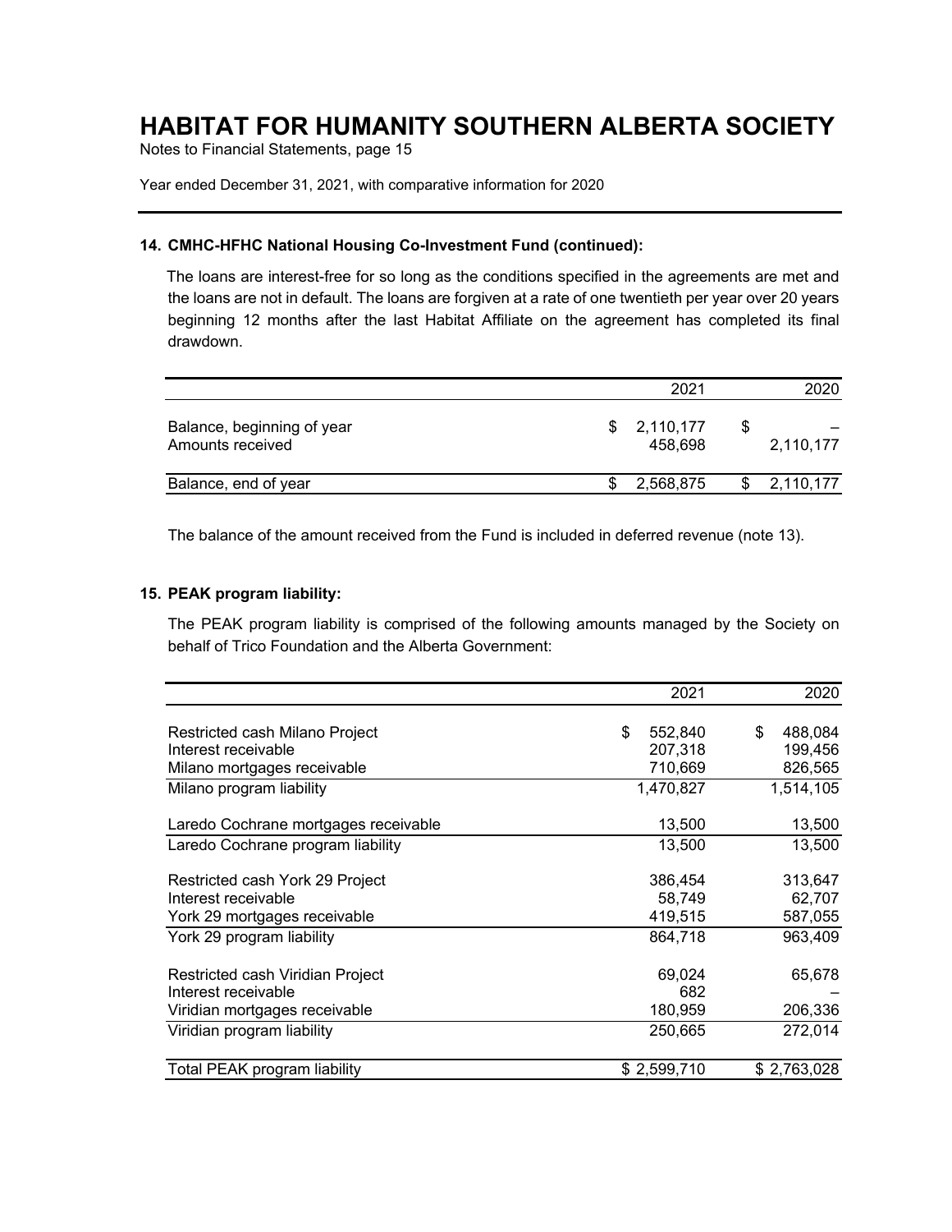# HABITAT FOR HUMANITY SOUTHERN ALBERTA SOCIETY

Notes to Financial Statements, page 15

Year ended December 31, 2021, with comparative information for 2020

## 14. CMHC-HFHC National Housing Co-Investment Fund (continued):

The loans are interest-free for so long as the conditions specified in the agreements are met and the loans are not in default. The loans are forgiven at a rate of one twentieth per year over 20 years beginning 12 months after the last Habitat Affiliate on the agreement has completed its final drawdown.

| | 2021 | 2020 |
|---|---|---|
| Balance, beginning of year | $ 2,110,177 | $ – |
| Amounts received | 458,698 | 2,110,177 |
| Balance, end of year | $ 2,568,875 | $ 2,110,177 |

The balance of the amount received from the Fund is included in deferred revenue (note 13).

## 15. PEAK program liability:

The PEAK program liability is comprised of the following amounts managed by the Society on behalf of Trico Foundation and the Alberta Government:

| | 2021 | 2020 |
|---|---|---|
| Restricted cash Milano Project | $ 552,840 | $ 488,084 |
| Interest receivable | 207,318 | 199,456 |
| Milano mortgages receivable | 710,669 | 826,565 |
| Milano program liability | 1,470,827 | 1,514,105 |
| Laredo Cochrane mortgages receivable | 13,500 | 13,500 |
| Laredo Cochrane program liability | 13,500 | 13,500 |
| Restricted cash York 29 Project | 386,454 | 313,647 |
| Interest receivable | 58,749 | 62,707 |
| York 29 mortgages receivable | 419,515 | 587,055 |
| York 29 program liability | 864,718 | 963,409 |
| Restricted cash Viridian Project | 69,024 | 65,678 |
| Interest receivable | 682 | – |
| Viridian mortgages receivable | 180,959 | 206,336 |
| Viridian program liability | 250,665 | 272,014 |
| Total PEAK program liability | $ 2,599,710 | $ 2,763,028 |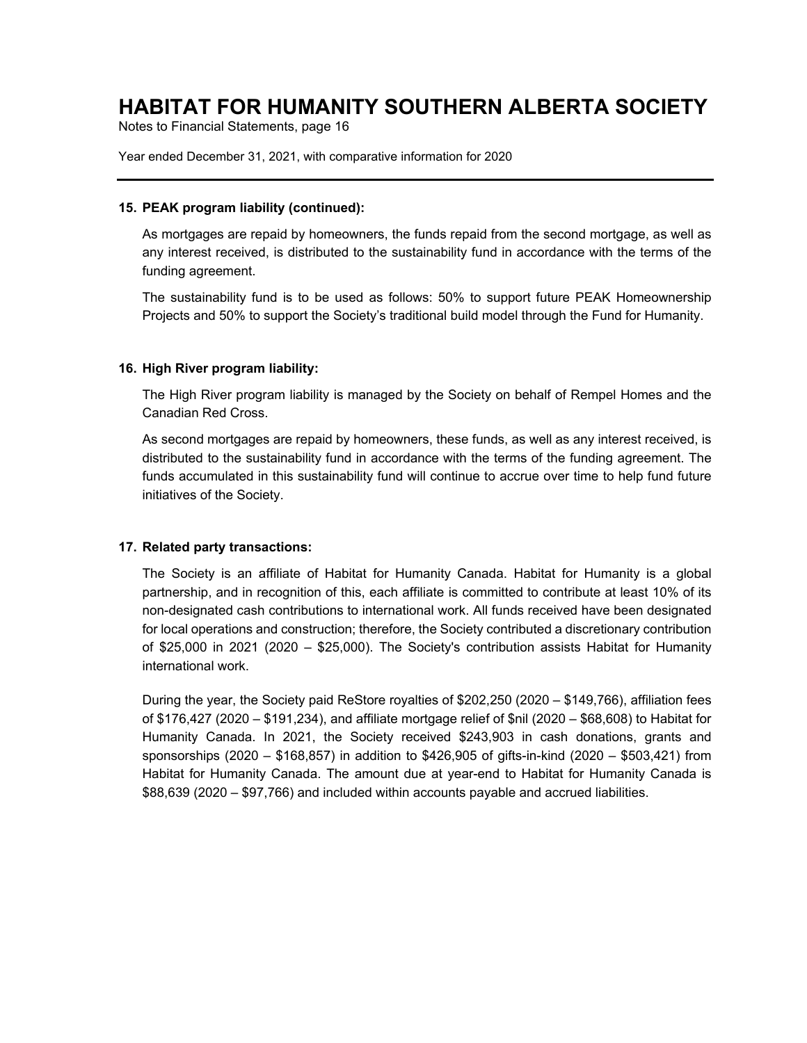### 15. PEAK program liability (continued):

As mortgages are repaid by homeowners, the funds repaid from the second mortgage, as well as any interest received, is distributed to the sustainability fund in accordance with the terms of the funding agreement.

The sustainability fund is to be used as follows: 50% to support future PEAK Homeownership Projects and 50% to support the Society's traditional build model through the Fund for Humanity.

### 16. High River program liability:

The High River program liability is managed by the Society on behalf of Rempel Homes and the Canadian Red Cross.

As second mortgages are repaid by homeowners, these funds, as well as any interest received, is distributed to the sustainability fund in accordance with the terms of the funding agreement. The funds accumulated in this sustainability fund will continue to accrue over time to help fund future initiatives of the Society.

### 17. Related party transactions:

The Society is an affiliate of Habitat for Humanity Canada. Habitat for Humanity is a global partnership, and in recognition of this, each affiliate is committed to contribute at least 10% of its non-designated cash contributions to international work. All funds received have been designated for local operations and construction; therefore, the Society contributed a discretionary contribution of $25,000 in 2021 (2020 – $25,000). The Society's contribution assists Habitat for Humanity international work.

During the year, the Society paid ReStore royalties of $202,250 (2020 – $149,766), affiliation fees of $176,427 (2020 – $191,234), and affiliate mortgage relief of $nil (2020 – $68,608) to Habitat for Humanity Canada. In 2021, the Society received $243,903 in cash donations, grants and sponsorships (2020 – $168,857) in addition to $426,905 of gifts-in-kind (2020 – $503,421) from Habitat for Humanity Canada. The amount due at year-end to Habitat for Humanity Canada is $88,639 (2020 – $97,766) and included within accounts payable and accrued liabilities.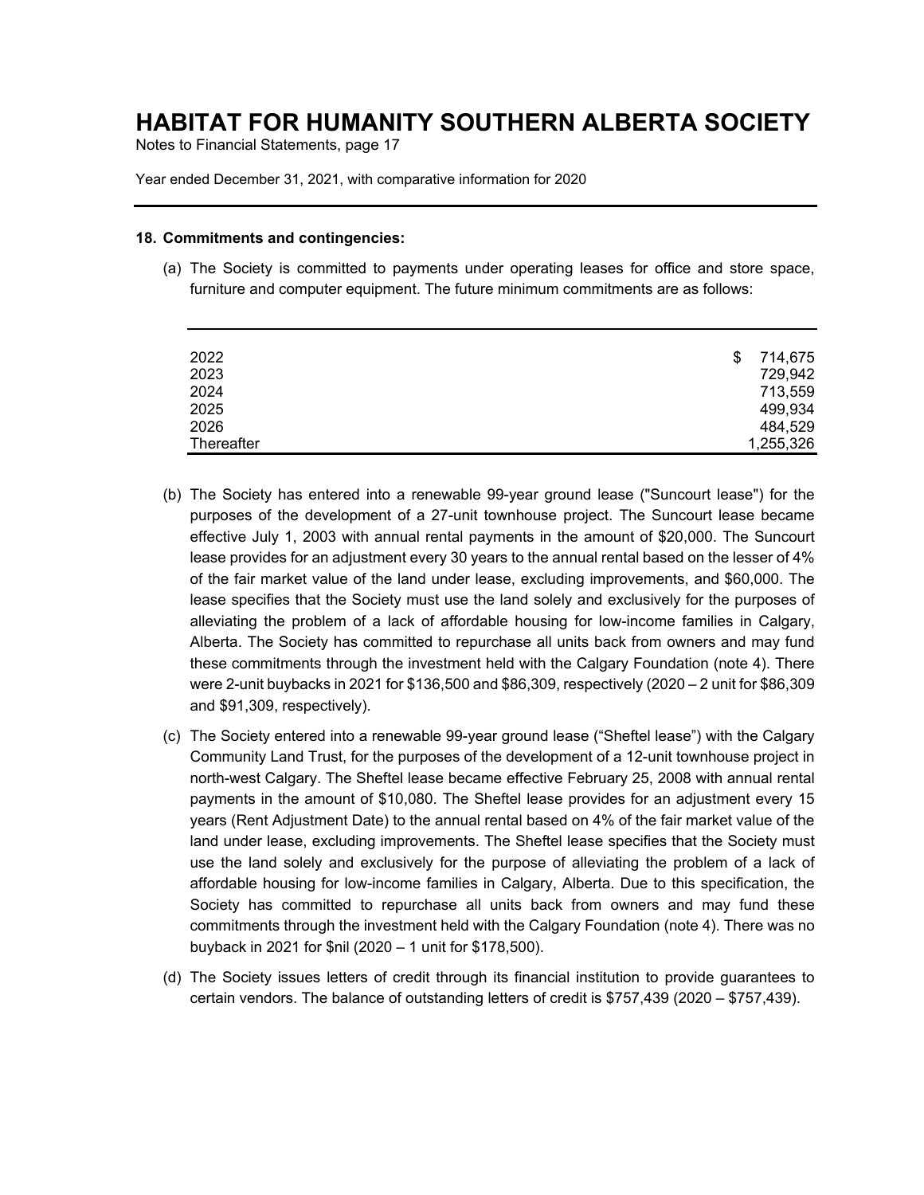# HABITAT FOR HUMANITY SOUTHERN ALBERTA SOCIETY

Notes to Financial Statements, page 17

Year ended December 31, 2021, with comparative information for 2020

---

**18. Commitments and contingencies:**

(a) The Society is committed to payments under operating leases for office and store space, furniture and computer equipment. The future minimum commitments are as follows:

| | |
|---|---|
| 2022 | $ 714,675 |
| 2023 | 729,942 |
| 2024 | 713,559 |
| 2025 | 499,934 |
| 2026 | 484,529 |
| Thereafter | 1,255,326 |

(b) The Society has entered into a renewable 99-year ground lease ("Suncourt lease") for the purposes of the development of a 27-unit townhouse project. The Suncourt lease became effective July 1, 2003 with annual rental payments in the amount of $20,000. The Suncourt lease provides for an adjustment every 30 years to the annual rental based on the lesser of 4% of the fair market value of the land under lease, excluding improvements, and $60,000. The lease specifies that the Society must use the land solely and exclusively for the purposes of alleviating the problem of a lack of affordable housing for low-income families in Calgary, Alberta. The Society has committed to repurchase all units back from owners and may fund these commitments through the investment held with the Calgary Foundation (note 4). There were 2-unit buybacks in 2021 for $136,500 and $86,309, respectively (2020 – 2 unit for $86,309 and $91,309, respectively).

(c) The Society entered into a renewable 99-year ground lease ("Sheftel lease") with the Calgary Community Land Trust, for the purposes of the development of a 12-unit townhouse project in north-west Calgary. The Sheftel lease became effective February 25, 2008 with annual rental payments in the amount of $10,080. The Sheftel lease provides for an adjustment every 15 years (Rent Adjustment Date) to the annual rental based on 4% of the fair market value of the land under lease, excluding improvements. The Sheftel lease specifies that the Society must use the land solely and exclusively for the purpose of alleviating the problem of a lack of affordable housing for low-income families in Calgary, Alberta. Due to this specification, the Society has committed to repurchase all units back from owners and may fund these commitments through the investment held with the Calgary Foundation (note 4). There was no buyback in 2021 for $nil (2020 – 1 unit for $178,500).

(d) The Society issues letters of credit through its financial institution to provide guarantees to certain vendors. The balance of outstanding letters of credit is $757,439 (2020 – $757,439).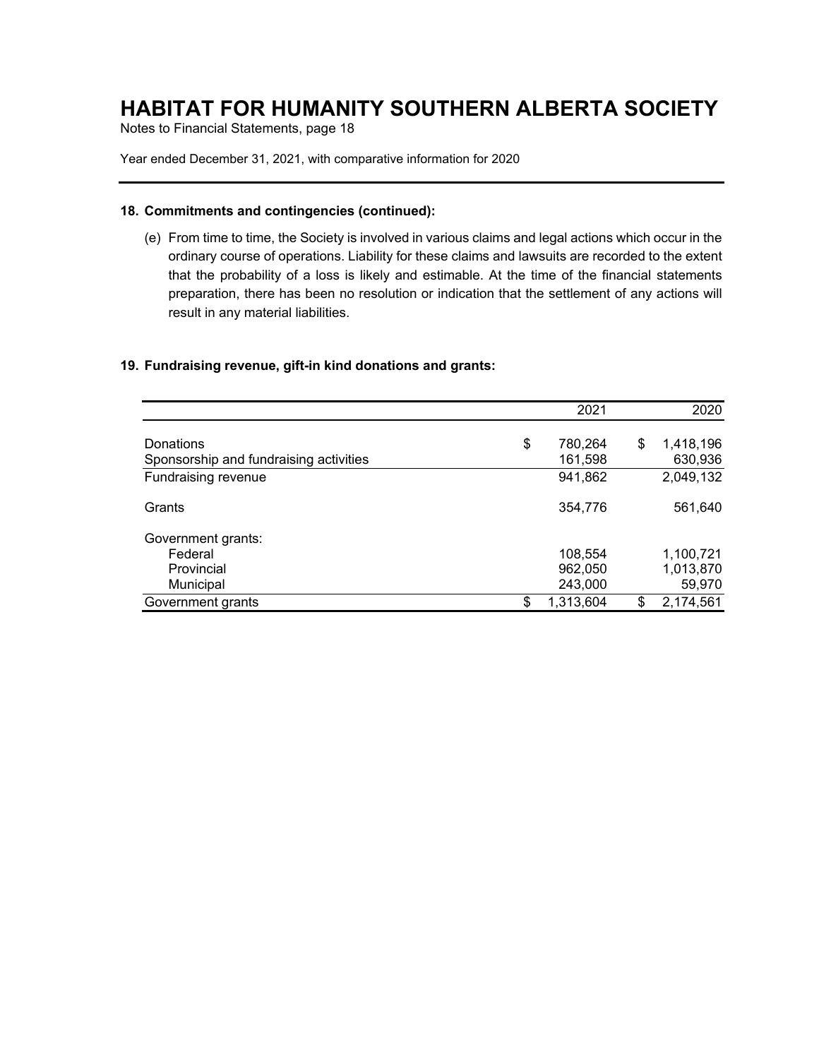# HABITAT FOR HUMANITY SOUTHERN ALBERTA SOCIETY

Notes to Financial Statements, page 18

Year ended December 31, 2021, with comparative information for 2020

---

**18. Commitments and contingencies (continued):**

(e) From time to time, the Society is involved in various claims and legal actions which occur in the ordinary course of operations. Liability for these claims and lawsuits are recorded to the extent that the probability of a loss is likely and estimable. At the time of the financial statements preparation, there has been no resolution or indication that the settlement of any actions will result in any material liabilities.

**19. Fundraising revenue, gift-in kind donations and grants:**

| | 2021 | 2020 |
|---|---|---|
| Donations | $ 780,264 | $ 1,418,196 |
| Sponsorship and fundraising activities | 161,598 | 630,936 |
| Fundraising revenue | 941,862 | 2,049,132 |
| Grants | 354,776 | 561,640 |
| Government grants: | | |
| Federal | 108,554 | 1,100,721 |
| Provincial | 962,050 | 1,013,870 |
| Municipal | 243,000 | 59,970 |
| Government grants | $ 1,313,604 | $ 2,174,561 |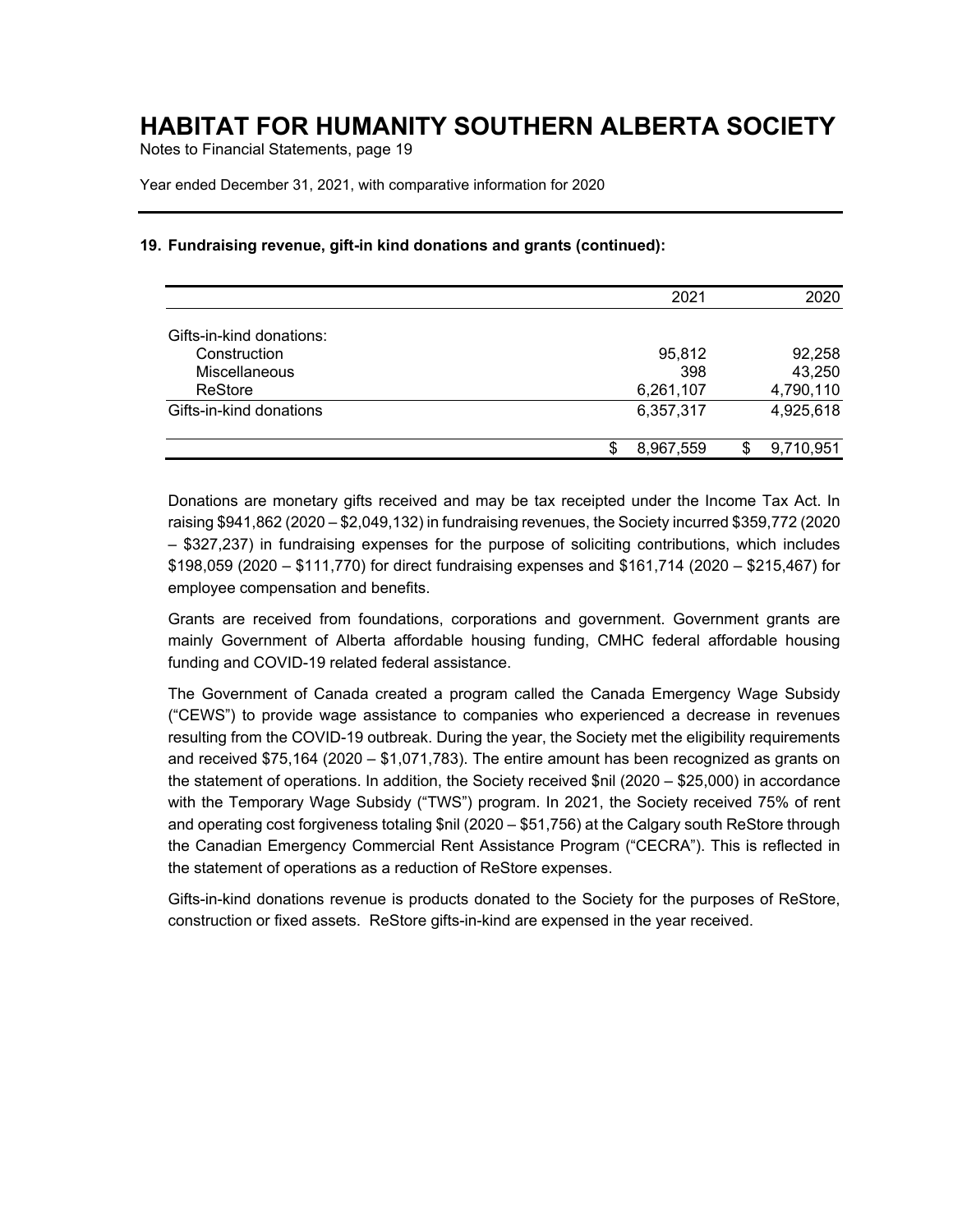# HABITAT FOR HUMANITY SOUTHERN ALBERTA SOCIETY

Notes to Financial Statements, page 19

Year ended December 31, 2021, with comparative information for 2020

## 19. Fundraising revenue, gift-in kind donations and grants (continued):

| | 2021 | 2020 |
|---|---|---|
| Gifts-in-kind donations: | | |
| Construction | 95,812 | 92,258 |
| Miscellaneous | 398 | 43,250 |
| ReStore | 6,261,107 | 4,790,110 |
| Gifts-in-kind donations | 6,357,317 | 4,925,618 |
| | $ 8,967,559 | $ 9,710,951 |

Donations are monetary gifts received and may be tax receipted under the Income Tax Act. In raising $941,862 (2020 – $2,049,132) in fundraising revenues, the Society incurred $359,772 (2020 – $327,237) in fundraising expenses for the purpose of soliciting contributions, which includes $198,059 (2020 – $111,770) for direct fundraising expenses and $161,714 (2020 – $215,467) for employee compensation and benefits.

Grants are received from foundations, corporations and government. Government grants are mainly Government of Alberta affordable housing funding, CMHC federal affordable housing funding and COVID-19 related federal assistance.

The Government of Canada created a program called the Canada Emergency Wage Subsidy ("CEWS") to provide wage assistance to companies who experienced a decrease in revenues resulting from the COVID-19 outbreak. During the year, the Society met the eligibility requirements and received $75,164 (2020 – $1,071,783). The entire amount has been recognized as grants on the statement of operations. In addition, the Society received $nil (2020 – $25,000) in accordance with the Temporary Wage Subsidy ("TWS") program. In 2021, the Society received 75% of rent and operating cost forgiveness totaling $nil (2020 – $51,756) at the Calgary south ReStore through the Canadian Emergency Commercial Rent Assistance Program ("CECRA"). This is reflected in the statement of operations as a reduction of ReStore expenses.

Gifts-in-kind donations revenue is products donated to the Society for the purposes of ReStore, construction or fixed assets. ReStore gifts-in-kind are expensed in the year received.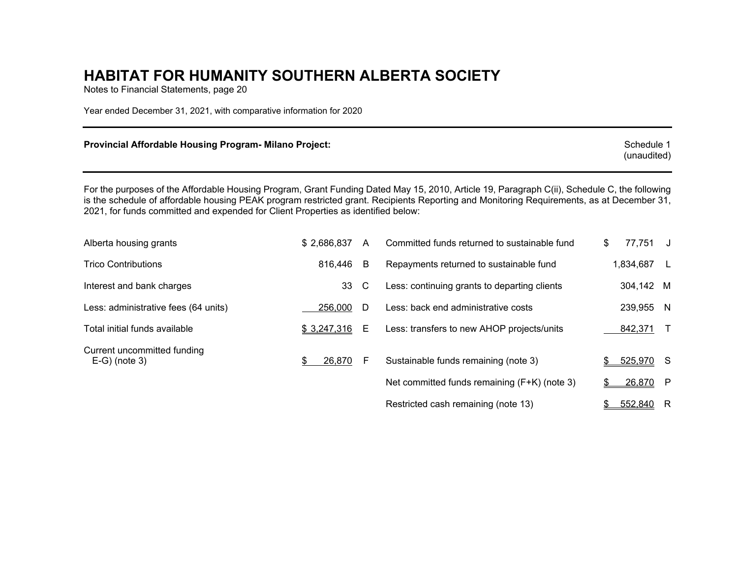# HABITAT FOR HUMANITY SOUTHERN ALBERTA SOCIETY

Notes to Financial Statements, page 20

Year ended December 31, 2021, with comparative information for 2020

**Provincial Affordable Housing Program- Milano Project:**

Schedule 1 (unaudited)

For the purposes of the Affordable Housing Program, Grant Funding Dated May 15, 2010, Article 19, Paragraph C(ii), Schedule C, the following is the schedule of affordable housing PEAK program restricted grant. Recipients Reporting and Monitoring Requirements, as at December 31, 2021, for funds committed and expended for Client Properties as identified below:

| | | | | | |
|---|---|---|---|---|---|
| Alberta housing grants | $ 2,686,837 | A | Committed funds returned to sustainable fund | $ 77,751 | J |
| Trico Contributions | 816,446 | B | Repayments returned to sustainable fund | 1,834,687 | L |
| Interest and bank charges | 33 | C | Less: continuing grants to departing clients | 304,142 | M |
| Less: administrative fees (64 units) | 256,000 | D | Less: back end administrative costs | 239,955 | N |
| Total initial funds available | $ 3,247,316 | E | Less: transfers to new AHOP projects/units | 842,371 | T |
| Current uncommitted funding E-G) (note 3) | $ 26,870 | F | Sustainable funds remaining (note 3) | $ 525,970 | S |
| | | | Net committed funds remaining (F+K) (note 3) | $ 26,870 | P |
| | | | Restricted cash remaining (note 13) | $ 552,840 | R |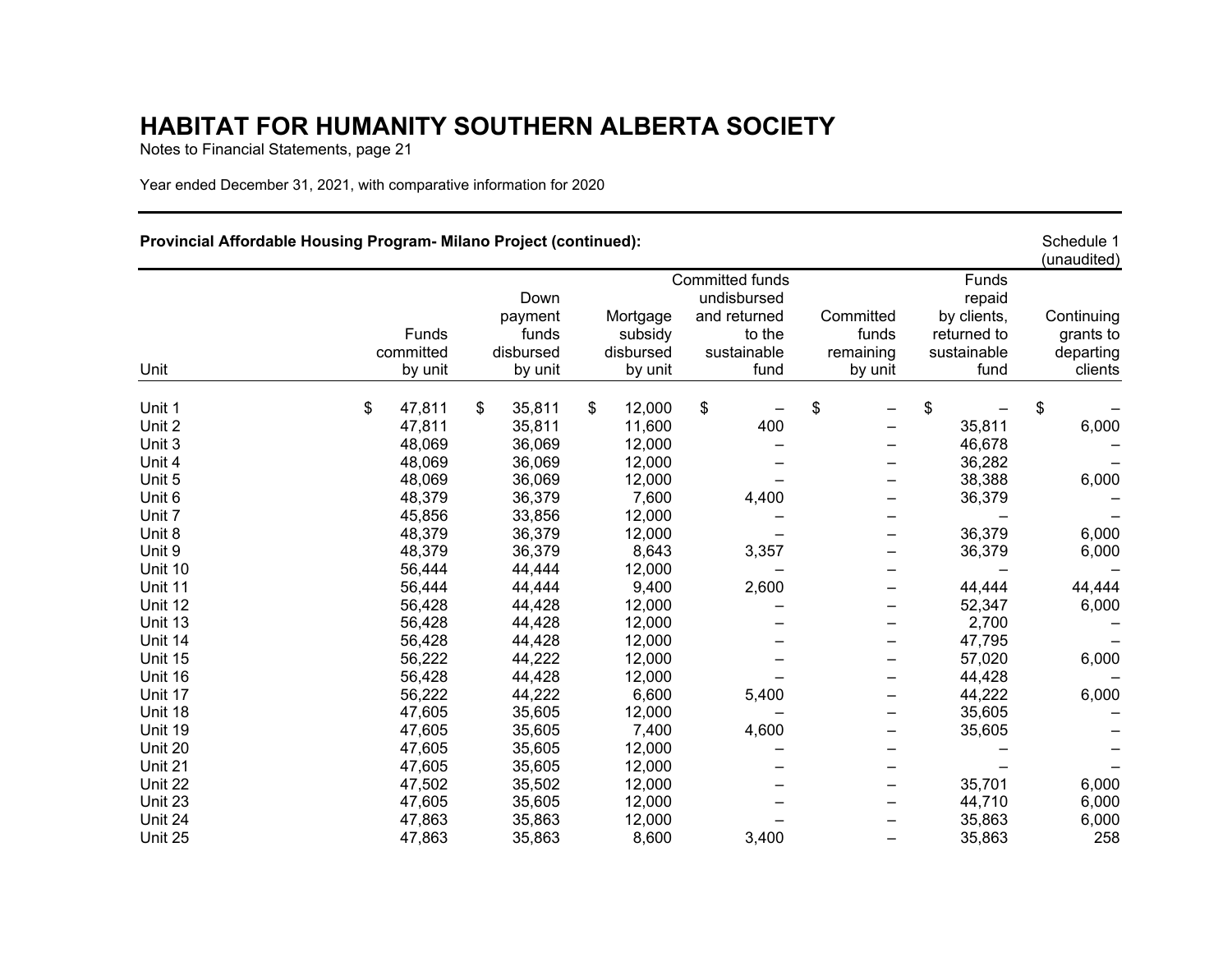# HABITAT FOR HUMANITY SOUTHERN ALBERTA SOCIETY

Notes to Financial Statements, page 21

Year ended December 31, 2021, with comparative information for 2020

**Provincial Affordable Housing Program- Milano Project (continued):**

Schedule 1 (unaudited)

| Unit | Funds committed by unit | Down payment funds disbursed by unit | Mortgage subsidy disbursed by unit | Committed funds undisbursed and returned to the sustainable fund | Committed funds remaining by unit | Funds repaid by clients, returned to sustainable fund | Continuing grants to departing clients |
|---|---|---|---|---|---|---|---|
| Unit 1 | $ 47,811 | $ 35,811 | $ 12,000 | $ – | $ – | $ – | $ – |
| Unit 2 | 47,811 | 35,811 | 11,600 | 400 | – | 35,811 | 6,000 |
| Unit 3 | 48,069 | 36,069 | 12,000 | – | – | 46,678 | – |
| Unit 4 | 48,069 | 36,069 | 12,000 | – | – | 36,282 | – |
| Unit 5 | 48,069 | 36,069 | 12,000 | – | – | 38,388 | 6,000 |
| Unit 6 | 48,379 | 36,379 | 7,600 | 4,400 | – | 36,379 | – |
| Unit 7 | 45,856 | 33,856 | 12,000 | – | – | – | – |
| Unit 8 | 48,379 | 36,379 | 12,000 | – | – | 36,379 | 6,000 |
| Unit 9 | 48,379 | 36,379 | 8,643 | 3,357 | – | 36,379 | 6,000 |
| Unit 10 | 56,444 | 44,444 | 12,000 | – | – | – | – |
| Unit 11 | 56,444 | 44,444 | 9,400 | 2,600 | – | 44,444 | 44,444 |
| Unit 12 | 56,428 | 44,428 | 12,000 | – | – | 52,347 | 6,000 |
| Unit 13 | 56,428 | 44,428 | 12,000 | – | – | 2,700 | – |
| Unit 14 | 56,428 | 44,428 | 12,000 | – | – | 47,795 | – |
| Unit 15 | 56,222 | 44,222 | 12,000 | – | – | 57,020 | 6,000 |
| Unit 16 | 56,428 | 44,428 | 12,000 | – | – | 44,428 | – |
| Unit 17 | 56,222 | 44,222 | 6,600 | 5,400 | – | 44,222 | 6,000 |
| Unit 18 | 47,605 | 35,605 | 12,000 | – | – | 35,605 | – |
| Unit 19 | 47,605 | 35,605 | 7,400 | 4,600 | – | 35,605 | – |
| Unit 20 | 47,605 | 35,605 | 12,000 | – | – | – | – |
| Unit 21 | 47,605 | 35,605 | 12,000 | – | – | – | – |
| Unit 22 | 47,502 | 35,502 | 12,000 | – | – | 35,701 | 6,000 |
| Unit 23 | 47,605 | 35,605 | 12,000 | – | – | 44,710 | 6,000 |
| Unit 24 | 47,863 | 35,863 | 12,000 | – | – | 35,863 | 6,000 |
| Unit 25 | 47,863 | 35,863 | 8,600 | 3,400 | – | 35,863 | 258 |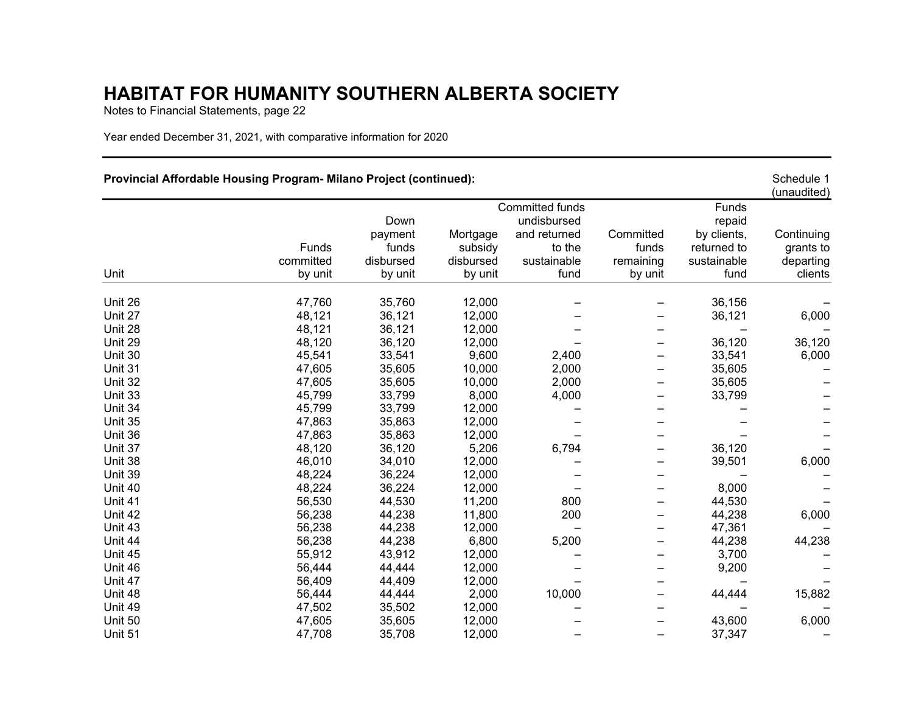# HABITAT FOR HUMANITY SOUTHERN ALBERTA SOCIETY

Notes to Financial Statements, page 22

Year ended December 31, 2021, with comparative information for 2020

**Provincial Affordable Housing Program- Milano Project (continued):**

Schedule 1 (unaudited)

| Unit | Funds committed by unit | Down payment funds disbursed by unit | Mortgage subsidy disbursed by unit | Committed funds undisbursed and returned to the sustainable fund | Committed funds remaining by unit | Funds repaid by clients, returned to sustainable fund | Continuing grants to departing clients |
|---|---|---|---|---|---|---|---|
| Unit 26 | 47,760 | 35,760 | 12,000 | – | – | 36,156 | – |
| Unit 27 | 48,121 | 36,121 | 12,000 | – | – | 36,121 | 6,000 |
| Unit 28 | 48,121 | 36,121 | 12,000 | – | – | – | – |
| Unit 29 | 48,120 | 36,120 | 12,000 | – | – | 36,120 | 36,120 |
| Unit 30 | 45,541 | 33,541 | 9,600 | 2,400 | – | 33,541 | 6,000 |
| Unit 31 | 47,605 | 35,605 | 10,000 | 2,000 | – | 35,605 | – |
| Unit 32 | 47,605 | 35,605 | 10,000 | 2,000 | – | 35,605 | – |
| Unit 33 | 45,799 | 33,799 | 8,000 | 4,000 | – | 33,799 | – |
| Unit 34 | 45,799 | 33,799 | 12,000 | – | – | – | – |
| Unit 35 | 47,863 | 35,863 | 12,000 | – | – | – | – |
| Unit 36 | 47,863 | 35,863 | 12,000 | – | – | – | – |
| Unit 37 | 48,120 | 36,120 | 5,206 | 6,794 | – | 36,120 | – |
| Unit 38 | 46,010 | 34,010 | 12,000 | – | – | 39,501 | 6,000 |
| Unit 39 | 48,224 | 36,224 | 12,000 | – | – | – | – |
| Unit 40 | 48,224 | 36,224 | 12,000 | – | – | 8,000 | – |
| Unit 41 | 56,530 | 44,530 | 11,200 | 800 | – | 44,530 | – |
| Unit 42 | 56,238 | 44,238 | 11,800 | 200 | – | 44,238 | 6,000 |
| Unit 43 | 56,238 | 44,238 | 12,000 | – | – | 47,361 | – |
| Unit 44 | 56,238 | 44,238 | 6,800 | 5,200 | – | 44,238 | 44,238 |
| Unit 45 | 55,912 | 43,912 | 12,000 | – | – | 3,700 | – |
| Unit 46 | 56,444 | 44,444 | 12,000 | – | – | 9,200 | – |
| Unit 47 | 56,409 | 44,409 | 12,000 | – | – | – | – |
| Unit 48 | 56,444 | 44,444 | 2,000 | 10,000 | – | 44,444 | 15,882 |
| Unit 49 | 47,502 | 35,502 | 12,000 | – | – | – | – |
| Unit 50 | 47,605 | 35,605 | 12,000 | – | – | 43,600 | 6,000 |
| Unit 51 | 47,708 | 35,708 | 12,000 | – | – | 37,347 | – |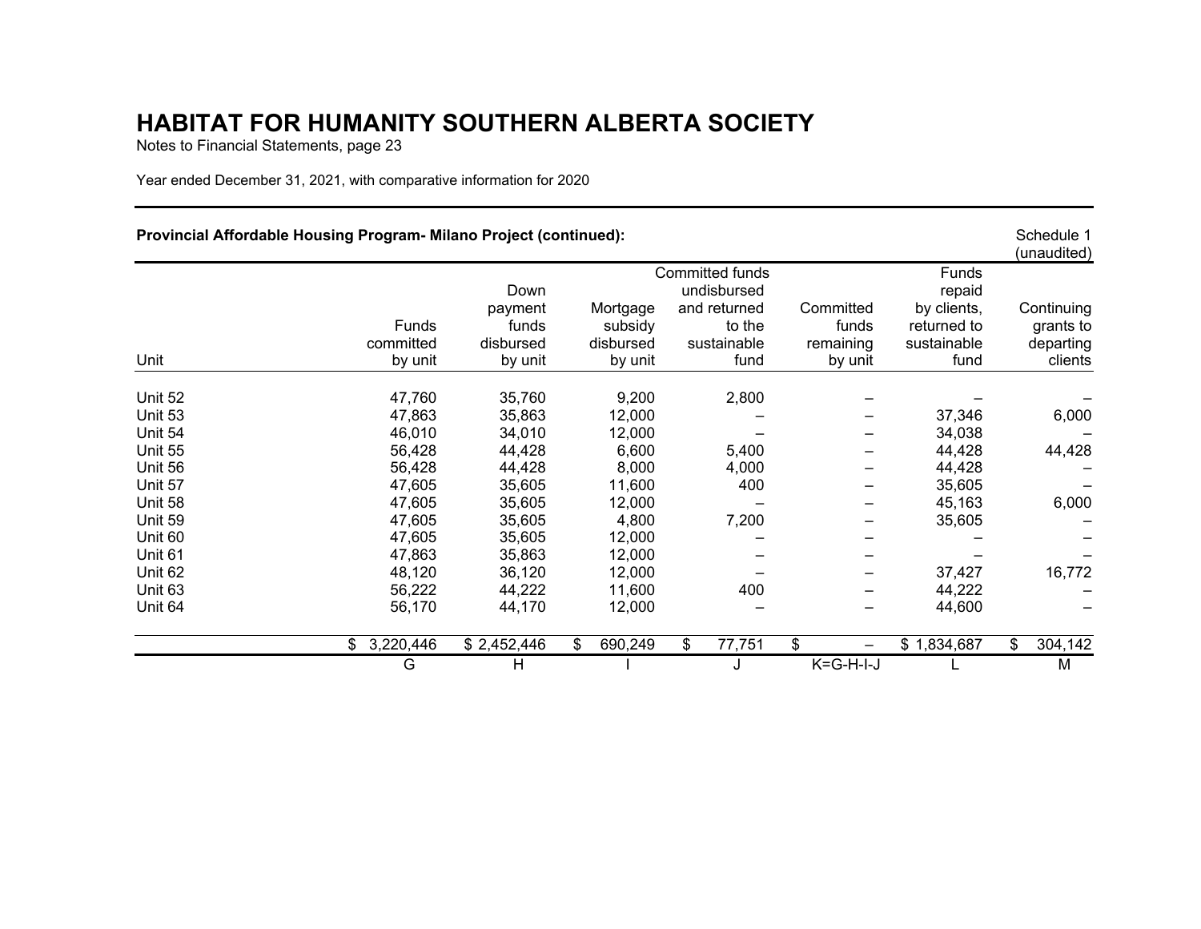# HABITAT FOR HUMANITY SOUTHERN ALBERTA SOCIETY

Notes to Financial Statements, page 23

Year ended December 31, 2021, with comparative information for 2020

**Provincial Affordable Housing Program- Milano Project (continued):**

Schedule 1 (unaudited)

| Unit | Funds committed by unit | Down payment funds disbursed by unit | Mortgage subsidy disbursed by unit | Committed funds undisbursed and returned to the sustainable fund | Committed funds remaining by unit | Funds repaid by clients, returned to sustainable fund | Continuing grants to departing clients |
|---|---|---|---|---|---|---|---|
| Unit 52 | 47,760 | 35,760 | 9,200 | 2,800 | – | – | – |
| Unit 53 | 47,863 | 35,863 | 12,000 | – | – | 37,346 | 6,000 |
| Unit 54 | 46,010 | 34,010 | 12,000 | – | – | 34,038 | – |
| Unit 55 | 56,428 | 44,428 | 6,600 | 5,400 | – | 44,428 | 44,428 |
| Unit 56 | 56,428 | 44,428 | 8,000 | 4,000 | – | 44,428 | – |
| Unit 57 | 47,605 | 35,605 | 11,600 | 400 | – | 35,605 | – |
| Unit 58 | 47,605 | 35,605 | 12,000 | – | – | 45,163 | 6,000 |
| Unit 59 | 47,605 | 35,605 | 4,800 | 7,200 | – | 35,605 | – |
| Unit 60 | 47,605 | 35,605 | 12,000 | – | – | – | – |
| Unit 61 | 47,863 | 35,863 | 12,000 | – | – | – | – |
| Unit 62 | 48,120 | 36,120 | 12,000 | – | – | 37,427 | 16,772 |
| Unit 63 | 56,222 | 44,222 | 11,600 | 400 | – | 44,222 | – |
| Unit 64 | 56,170 | 44,170 | 12,000 | – | – | 44,600 | – |
| | $ 3,220,446 | $ 2,452,446 | $ 690,249 | $ 77,751 | $ – | $ 1,834,687 | $ 304,142 |
| | G | H | I | J | K=G-H-I-J | L | M |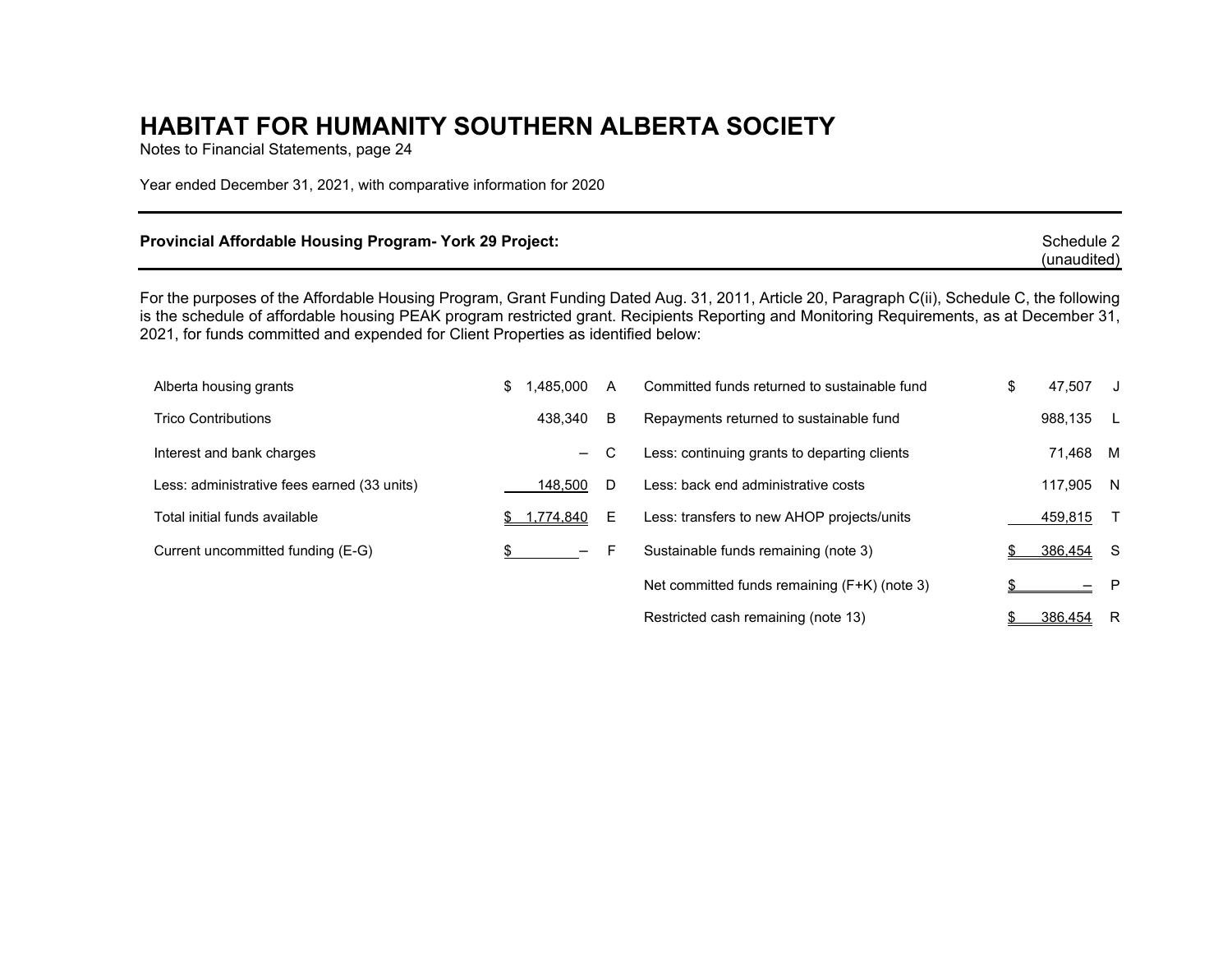# HABITAT FOR HUMANITY SOUTHERN ALBERTA SOCIETY

Notes to Financial Statements, page 24

Year ended December 31, 2021, with comparative information for 2020

**Provincial Affordable Housing Program- York 29 Project:** Schedule 2 (unaudited)

For the purposes of the Affordable Housing Program, Grant Funding Dated Aug. 31, 2011, Article 20, Paragraph C(ii), Schedule C, the following is the schedule of affordable housing PEAK program restricted grant. Recipients Reporting and Monitoring Requirements, as at December 31, 2021, for funds committed and expended for Client Properties as identified below:

| | | | | | |
|---|---|---|---|---|---|
| Alberta housing grants | $ 1,485,000 | A | Committed funds returned to sustainable fund | $ 47,507 | J |
| Trico Contributions | 438,340 | B | Repayments returned to sustainable fund | 988,135 | L |
| Interest and bank charges | – | C | Less: continuing grants to departing clients | 71,468 | M |
| Less: administrative fees earned (33 units) | 148,500 | D | Less: back end administrative costs | 117,905 | N |
| Total initial funds available | $ 1,774,840 | E | Less: transfers to new AHOP projects/units | 459,815 | T |
| Current uncommitted funding (E-G) | $ – | F | Sustainable funds remaining (note 3) | $ 386,454 | S |
| | | | Net committed funds remaining (F+K) (note 3) | $ – | P |
| | | | Restricted cash remaining (note 13) | $ 386,454 | R |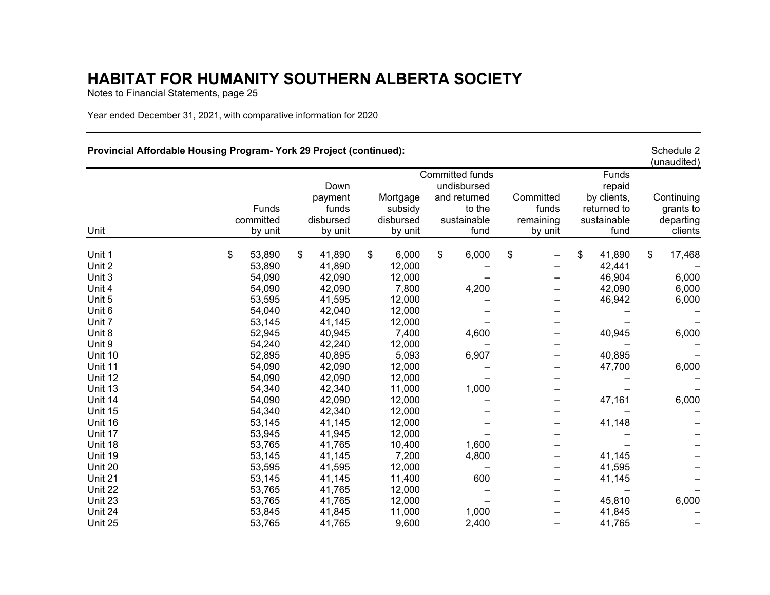# HABITAT FOR HUMANITY SOUTHERN ALBERTA SOCIETY

Notes to Financial Statements, page 25

Year ended December 31, 2021, with comparative information for 2020

**Provincial Affordable Housing Program- York 29 Project (continued):**

Schedule 2 (unaudited)

| Unit | Funds committed by unit | Down payment funds disbursed by unit | Mortgage subsidy disbursed by unit | Committed funds undisbursed and returned to the sustainable fund | Committed funds remaining by unit | Funds repaid by clients, returned to sustainable fund | Continuing grants to departing clients |
|---|---|---|---|---|---|---|---|
| Unit 1 | $ 53,890 | $ 41,890 | $ 6,000 | $ 6,000 | $ – | $ 41,890 | $ 17,468 |
| Unit 2 | 53,890 | 41,890 | 12,000 | – | – | 42,441 | – |
| Unit 3 | 54,090 | 42,090 | 12,000 | – | – | 46,904 | 6,000 |
| Unit 4 | 54,090 | 42,090 | 7,800 | 4,200 | – | 42,090 | 6,000 |
| Unit 5 | 53,595 | 41,595 | 12,000 | – | – | 46,942 | 6,000 |
| Unit 6 | 54,040 | 42,040 | 12,000 | – | – | – | – |
| Unit 7 | 53,145 | 41,145 | 12,000 | – | – | – | – |
| Unit 8 | 52,945 | 40,945 | 7,400 | 4,600 | – | 40,945 | 6,000 |
| Unit 9 | 54,240 | 42,240 | 12,000 | – | – | – | – |
| Unit 10 | 52,895 | 40,895 | 5,093 | 6,907 | – | 40,895 | – |
| Unit 11 | 54,090 | 42,090 | 12,000 | – | – | 47,700 | 6,000 |
| Unit 12 | 54,090 | 42,090 | 12,000 | – | – | – | – |
| Unit 13 | 54,340 | 42,340 | 11,000 | 1,000 | – | – | – |
| Unit 14 | 54,090 | 42,090 | 12,000 | – | – | 47,161 | 6,000 |
| Unit 15 | 54,340 | 42,340 | 12,000 | – | – | – | – |
| Unit 16 | 53,145 | 41,145 | 12,000 | – | – | 41,148 | – |
| Unit 17 | 53,945 | 41,945 | 12,000 | – | – | – | – |
| Unit 18 | 53,765 | 41,765 | 10,400 | 1,600 | – | – | – |
| Unit 19 | 53,145 | 41,145 | 7,200 | 4,800 | – | 41,145 | – |
| Unit 20 | 53,595 | 41,595 | 12,000 | – | – | 41,595 | – |
| Unit 21 | 53,145 | 41,145 | 11,400 | 600 | – | 41,145 | – |
| Unit 22 | 53,765 | 41,765 | 12,000 | – | – | – | – |
| Unit 23 | 53,765 | 41,765 | 12,000 | – | – | 45,810 | 6,000 |
| Unit 24 | 53,845 | 41,845 | 11,000 | 1,000 | – | 41,845 | – |
| Unit 25 | 53,765 | 41,765 | 9,600 | 2,400 | – | 41,765 | – |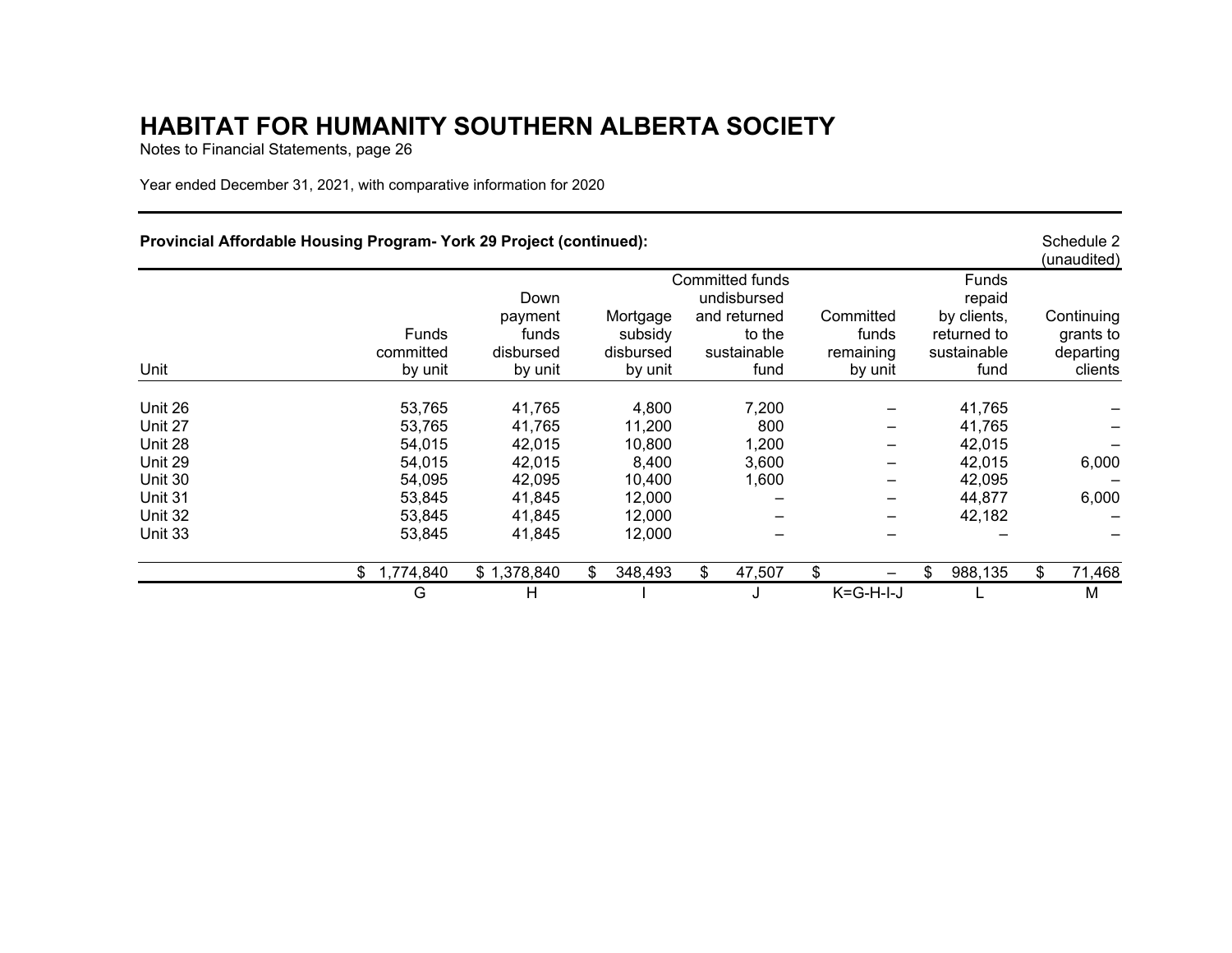# HABITAT FOR HUMANITY SOUTHERN ALBERTA SOCIETY

Notes to Financial Statements, page 26

Year ended December 31, 2021, with comparative information for 2020

**Provincial Affordable Housing Program- York 29 Project (continued):**

Schedule 2 (unaudited)

| Unit | Funds committed by unit | Down payment funds disbursed by unit | Mortgage subsidy disbursed by unit | Committed funds undisbursed and returned to the sustainable fund | Committed funds remaining by unit | Funds repaid by clients, returned to sustainable fund | Continuing grants to departing clients |
|---|---|---|---|---|---|---|---|
| Unit 26 | 53,765 | 41,765 | 4,800 | 7,200 | – | 41,765 | – |
| Unit 27 | 53,765 | 41,765 | 11,200 | 800 | – | 41,765 | – |
| Unit 28 | 54,015 | 42,015 | 10,800 | 1,200 | – | 42,015 | – |
| Unit 29 | 54,015 | 42,015 | 8,400 | 3,600 | – | 42,015 | 6,000 |
| Unit 30 | 54,095 | 42,095 | 10,400 | 1,600 | – | 42,095 | – |
| Unit 31 | 53,845 | 41,845 | 12,000 | – | – | 44,877 | 6,000 |
| Unit 32 | 53,845 | 41,845 | 12,000 | – | – | 42,182 | – |
| Unit 33 | 53,845 | 41,845 | 12,000 | – | – | – | – |
| | $ 1,774,840 | $ 1,378,840 | $ 348,493 | $ 47,507 | $ – | $ 988,135 | $ 71,468 |
| | G | H | I | J | K=G-H-I-J | L | M |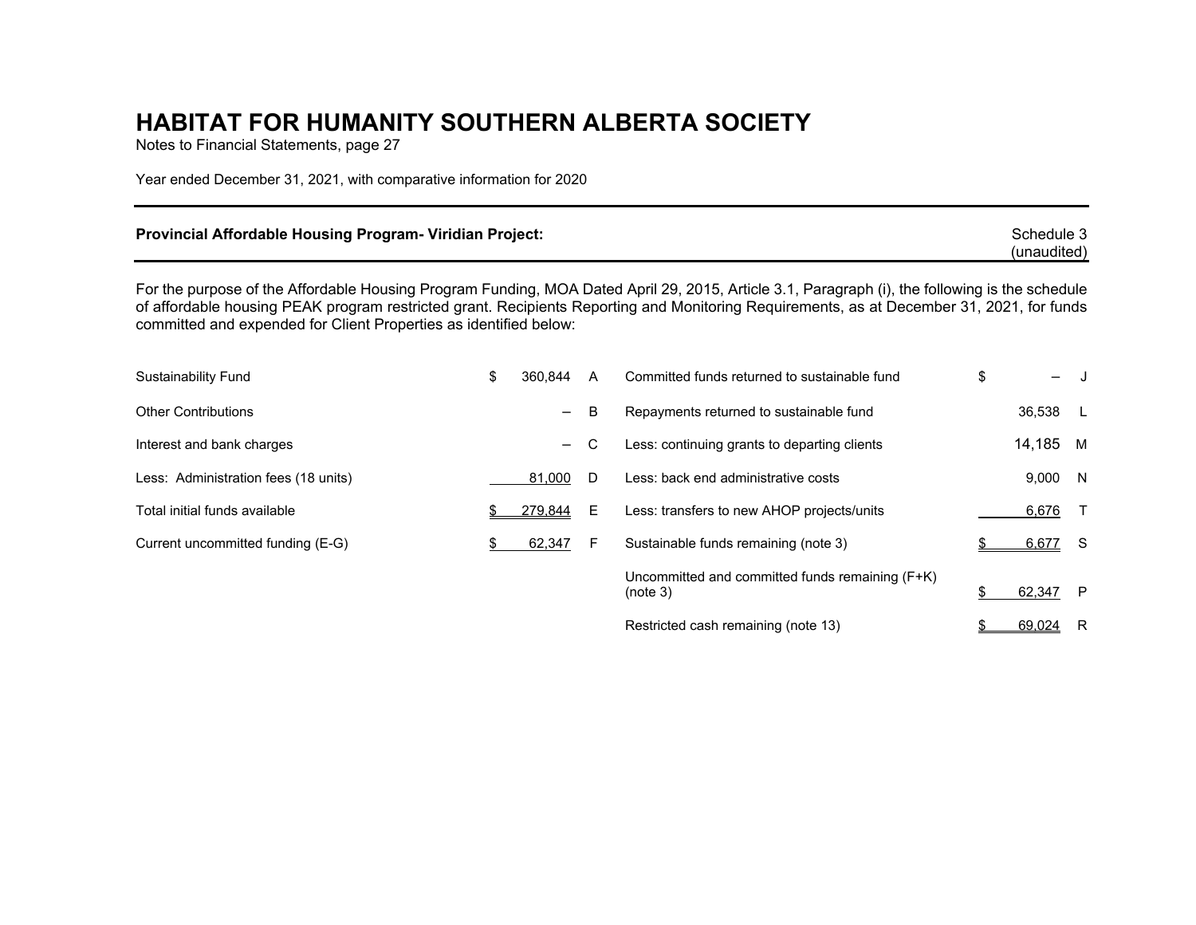# HABITAT FOR HUMANITY SOUTHERN ALBERTA SOCIETY

Notes to Financial Statements, page 27

Year ended December 31, 2021, with comparative information for 2020

---

**Provincial Affordable Housing Program- Viridian Project:** Schedule 3 (unaudited)

For the purpose of the Affordable Housing Program Funding, MOA Dated April 29, 2015, Article 3.1, Paragraph (i), the following is the schedule of affordable housing PEAK program restricted grant. Recipients Reporting and Monitoring Requirements, as at December 31, 2021, for funds committed and expended for Client Properties as identified below:

| | | | | | |
|---|---|---|---|---|---|
| Sustainability Fund | $ 360,844 | A | Committed funds returned to sustainable fund | $ – | J |
| Other Contributions | – | B | Repayments returned to sustainable fund | 36,538 | L |
| Interest and bank charges | – | C | Less: continuing grants to departing clients | 14,185 | M |
| Less: Administration fees (18 units) | 81,000 | D | Less: back end administrative costs | 9,000 | N |
| Total initial funds available | $ 279,844 | E | Less: transfers to new AHOP projects/units | 6,676 | T |
| Current uncommitted funding (E-G) | $ 62,347 | F | Sustainable funds remaining (note 3) | $ 6,677 | S |
| | | | Uncommitted and committed funds remaining (F+K) (note 3) | $ 62,347 | P |
| | | | Restricted cash remaining (note 13) | $ 69,024 | R |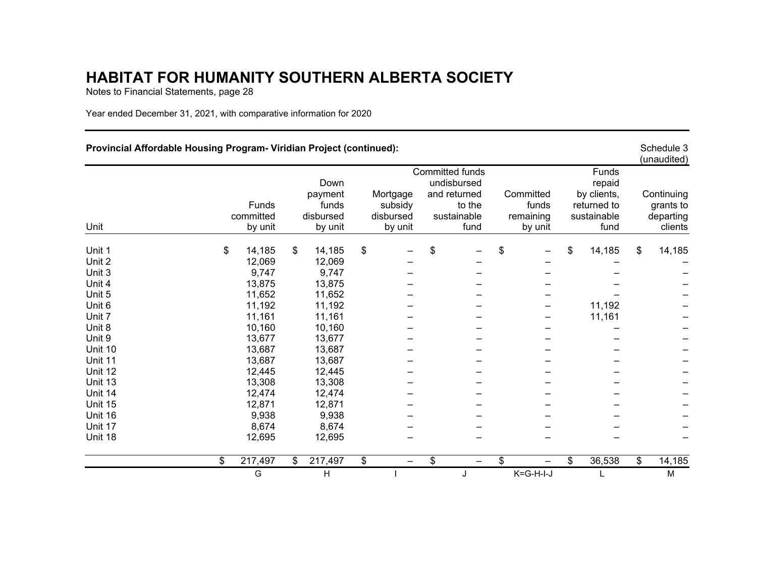# HABITAT FOR HUMANITY SOUTHERN ALBERTA SOCIETY

Notes to Financial Statements, page 28

Year ended December 31, 2021, with comparative information for 2020

**Provincial Affordable Housing Program- Viridian Project (continued):**

Schedule 3 (unaudited)

| Unit | Funds committed by unit | Down payment funds disbursed by unit | Mortgage subsidy disbursed by unit | Committed funds undisbursed and returned to the sustainable fund | Committed funds remaining by unit | Funds repaid by clients, returned to sustainable fund | Continuing grants to departing clients |
|---|---|---|---|---|---|---|---|
| Unit 1 | $ 14,185 | $ 14,185 | $ – | $ – | $ – | $ 14,185 | $ 14,185 |
| Unit 2 | 12,069 | 12,069 | – | – | – | – | – |
| Unit 3 | 9,747 | 9,747 | – | – | – | – | – |
| Unit 4 | 13,875 | 13,875 | – | – | – | – | – |
| Unit 5 | 11,652 | 11,652 | – | – | – | – | – |
| Unit 6 | 11,192 | 11,192 | – | – | – | 11,192 | – |
| Unit 7 | 11,161 | 11,161 | – | – | – | 11,161 | – |
| Unit 8 | 10,160 | 10,160 | – | – | – | – | – |
| Unit 9 | 13,677 | 13,677 | – | – | – | – | – |
| Unit 10 | 13,687 | 13,687 | – | – | – | – | – |
| Unit 11 | 13,687 | 13,687 | – | – | – | – | – |
| Unit 12 | 12,445 | 12,445 | – | – | – | – | – |
| Unit 13 | 13,308 | 13,308 | – | – | – | – | – |
| Unit 14 | 12,474 | 12,474 | – | – | – | – | – |
| Unit 15 | 12,871 | 12,871 | – | – | – | – | – |
| Unit 16 | 9,938 | 9,938 | – | – | – | – | – |
| Unit 17 | 8,674 | 8,674 | – | – | – | – | – |
| Unit 18 | 12,695 | 12,695 | – | – | – | – | – |
| | $ 217,497 | $ 217,497 | $ – | $ – | $ – | $ 36,538 | $ 14,185 |
| | G | H | I | J | K=G-H-I-J | L | M |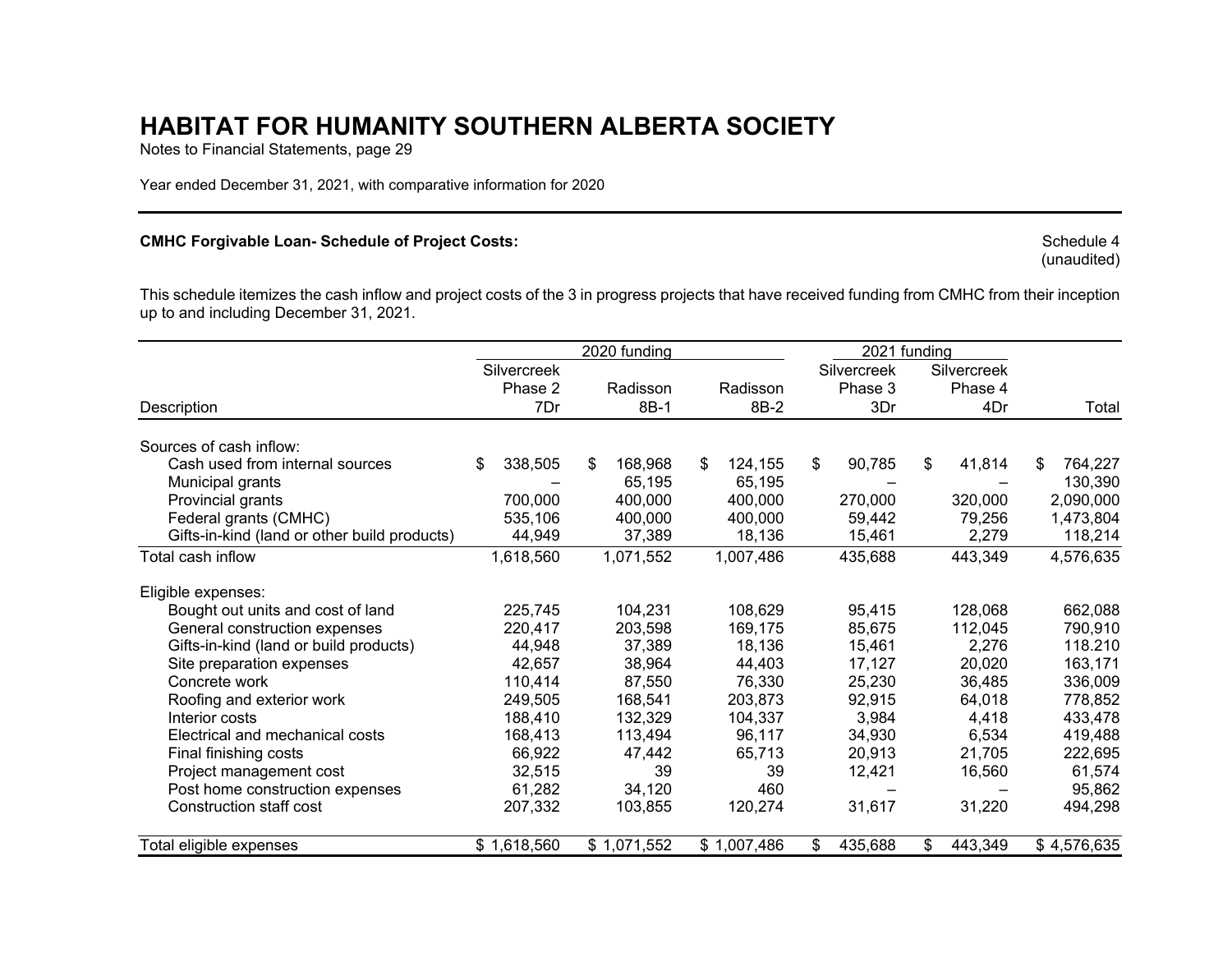# HABITAT FOR HUMANITY SOUTHERN ALBERTA SOCIETY

Notes to Financial Statements, page 29

Year ended December 31, 2021, with comparative information for 2020

**CMHC Forgivable Loan- Schedule of Project Costs:**

Schedule 4
(unaudited)

This schedule itemizes the cash inflow and project costs of the 3 in progress projects that have received funding from CMHC from their inception up to and including December 31, 2021.

| | 2020 funding | | | 2021 funding | | |
|---|---|---|---|---|---|---|
| Description | Silvercreek Phase 2 7Dr | Radisson 8B-1 | Radisson 8B-2 | Silvercreek Phase 3 3Dr | Silvercreek Phase 4 4Dr | Total |
| Sources of cash inflow: | | | | | | |
| Cash used from internal sources | $ 338,505 | $ 168,968 | $ 124,155 | $ 90,785 | $ 41,814 | $ 764,227 |
| Municipal grants | – | 65,195 | 65,195 | – | – | 130,390 |
| Provincial grants | 700,000 | 400,000 | 400,000 | 270,000 | 320,000 | 2,090,000 |
| Federal grants (CMHC) | 535,106 | 400,000 | 400,000 | 59,442 | 79,256 | 1,473,804 |
| Gifts-in-kind (land or other build products) | 44,949 | 37,389 | 18,136 | 15,461 | 2,279 | 118,214 |
| Total cash inflow | 1,618,560 | 1,071,552 | 1,007,486 | 435,688 | 443,349 | 4,576,635 |
| Eligible expenses: | | | | | | |
| Bought out units and cost of land | 225,745 | 104,231 | 108,629 | 95,415 | 128,068 | 662,088 |
| General construction expenses | 220,417 | 203,598 | 169,175 | 85,675 | 112,045 | 790,910 |
| Gifts-in-kind (land or build products) | 44,948 | 37,389 | 18,136 | 15,461 | 2,276 | 118.210 |
| Site preparation expenses | 42,657 | 38,964 | 44,403 | 17,127 | 20,020 | 163,171 |
| Concrete work | 110,414 | 87,550 | 76,330 | 25,230 | 36,485 | 336,009 |
| Roofing and exterior work | 249,505 | 168,541 | 203,873 | 92,915 | 64,018 | 778,852 |
| Interior costs | 188,410 | 132,329 | 104,337 | 3,984 | 4,418 | 433,478 |
| Electrical and mechanical costs | 168,413 | 113,494 | 96,117 | 34,930 | 6,534 | 419,488 |
| Final finishing costs | 66,922 | 47,442 | 65,713 | 20,913 | 21,705 | 222,695 |
| Project management cost | 32,515 | 39 | 39 | 12,421 | 16,560 | 61,574 |
| Post home construction expenses | 61,282 | 34,120 | 460 | – | – | 95,862 |
| Construction staff cost | 207,332 | 103,855 | 120,274 | 31,617 | 31,220 | 494,298 |
| Total eligible expenses | $ 1,618,560 | $ 1,071,552 | $ 1,007,486 | $ 435,688 | $ 443,349 | $ 4,576,635 |